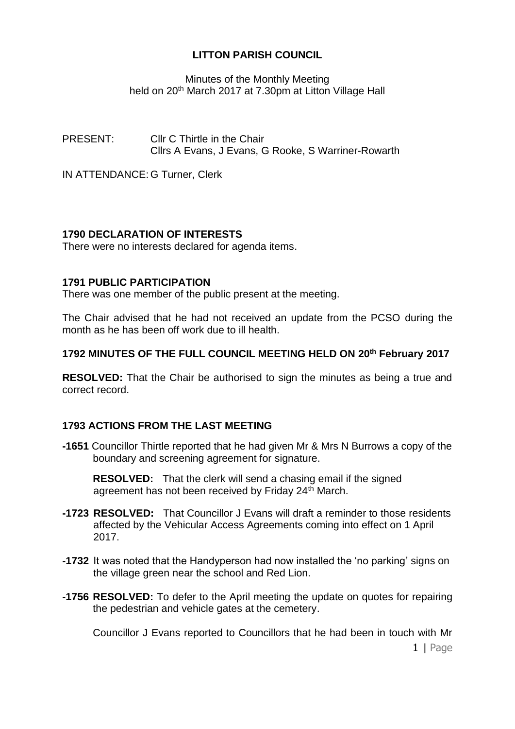# LITTON PARISH COUNCIL

Minutes of the Monthly Meeting
held on 20th March 2017 at 7.30pm at Litton Village Hall

PRESENT: Cllr C Thirtle in the Chair
Cllrs A Evans, J Evans, G Rooke, S Warriner-Rowarth

IN ATTENDANCE: G Turner, Clerk

## 1790 DECLARATION OF INTERESTS

There were no interests declared for agenda items.

## 1791 PUBLIC PARTICIPATION

There was one member of the public present at the meeting.

The Chair advised that he had not received an update from the PCSO during the month as he has been off work due to ill health.

## 1792 MINUTES OF THE FULL COUNCIL MEETING HELD ON 20th February 2017

**RESOLVED:** That the Chair be authorised to sign the minutes as being a true and correct record.

## 1793 ACTIONS FROM THE LAST MEETING

**-1651** Councillor Thirtle reported that he had given Mr & Mrs N Burrows a copy of the boundary and screening agreement for signature.

**RESOLVED:** That the clerk will send a chasing email if the signed agreement has not been received by Friday 24th March.

**-1723** **RESOLVED:** That Councillor J Evans will draft a reminder to those residents affected by the Vehicular Access Agreements coming into effect on 1 April 2017.

**-1732** It was noted that the Handyperson had now installed the 'no parking' signs on the village green near the school and Red Lion.

**-1756** **RESOLVED:** To defer to the April meeting the update on quotes for repairing the pedestrian and vehicle gates at the cemetery.

Councillor J Evans reported to Councillors that he had been in touch with Mr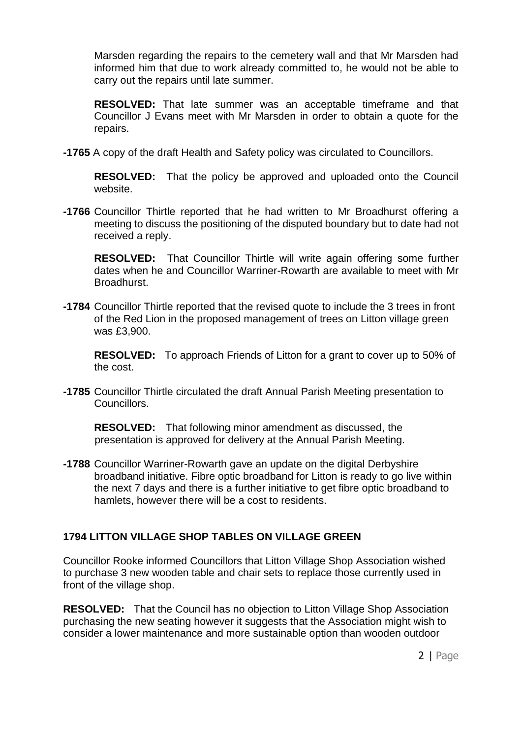Marsden regarding the repairs to the cemetery wall and that Mr Marsden had informed him that due to work already committed to, he would not be able to carry out the repairs until late summer.

**RESOLVED:** That late summer was an acceptable timeframe and that Councillor J Evans meet with Mr Marsden in order to obtain a quote for the repairs.

**-1765** A copy of the draft Health and Safety policy was circulated to Councillors.

**RESOLVED:** That the policy be approved and uploaded onto the Council website.

**-1766** Councillor Thirtle reported that he had written to Mr Broadhurst offering a meeting to discuss the positioning of the disputed boundary but to date had not received a reply.

**RESOLVED:** That Councillor Thirtle will write again offering some further dates when he and Councillor Warriner-Rowarth are available to meet with Mr Broadhurst.

**-1784** Councillor Thirtle reported that the revised quote to include the 3 trees in front of the Red Lion in the proposed management of trees on Litton village green was £3,900.

**RESOLVED:** To approach Friends of Litton for a grant to cover up to 50% of the cost.

**-1785** Councillor Thirtle circulated the draft Annual Parish Meeting presentation to Councillors.

**RESOLVED:** That following minor amendment as discussed, the presentation is approved for delivery at the Annual Parish Meeting.

**-1788** Councillor Warriner-Rowarth gave an update on the digital Derbyshire broadband initiative. Fibre optic broadband for Litton is ready to go live within the next 7 days and there is a further initiative to get fibre optic broadband to hamlets, however there will be a cost to residents.

## 1794 LITTON VILLAGE SHOP TABLES ON VILLAGE GREEN

Councillor Rooke informed Councillors that Litton Village Shop Association wished to purchase 3 new wooden table and chair sets to replace those currently used in front of the village shop.

**RESOLVED:** That the Council has no objection to Litton Village Shop Association purchasing the new seating however it suggests that the Association might wish to consider a lower maintenance and more sustainable option than wooden outdoor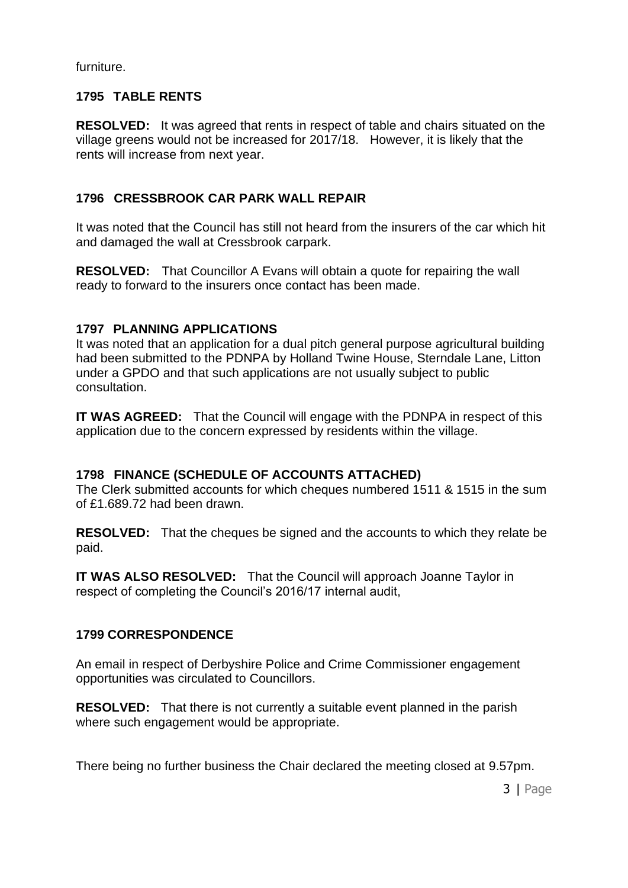furniture.

### 1795 TABLE RENTS

**RESOLVED:** It was agreed that rents in respect of table and chairs situated on the village greens would not be increased for 2017/18. However, it is likely that the rents will increase from next year.

### 1796 CRESSBROOK CAR PARK WALL REPAIR

It was noted that the Council has still not heard from the insurers of the car which hit and damaged the wall at Cressbrook carpark.

**RESOLVED:** That Councillor A Evans will obtain a quote for repairing the wall ready to forward to the insurers once contact has been made.

### 1797 PLANNING APPLICATIONS

It was noted that an application for a dual pitch general purpose agricultural building had been submitted to the PDNPA by Holland Twine House, Sterndale Lane, Litton under a GPDO and that such applications are not usually subject to public consultation.

**IT WAS AGREED:** That the Council will engage with the PDNPA in respect of this application due to the concern expressed by residents within the village.

### 1798 FINANCE (SCHEDULE OF ACCOUNTS ATTACHED)

The Clerk submitted accounts for which cheques numbered 1511 & 1515 in the sum of £1.689.72 had been drawn.

**RESOLVED:** That the cheques be signed and the accounts to which they relate be paid.

**IT WAS ALSO RESOLVED:** That the Council will approach Joanne Taylor in respect of completing the Council's 2016/17 internal audit,

### 1799 CORRESPONDENCE

An email in respect of Derbyshire Police and Crime Commissioner engagement opportunities was circulated to Councillors.

**RESOLVED:** That there is not currently a suitable event planned in the parish where such engagement would be appropriate.

There being no further business the Chair declared the meeting closed at 9.57pm.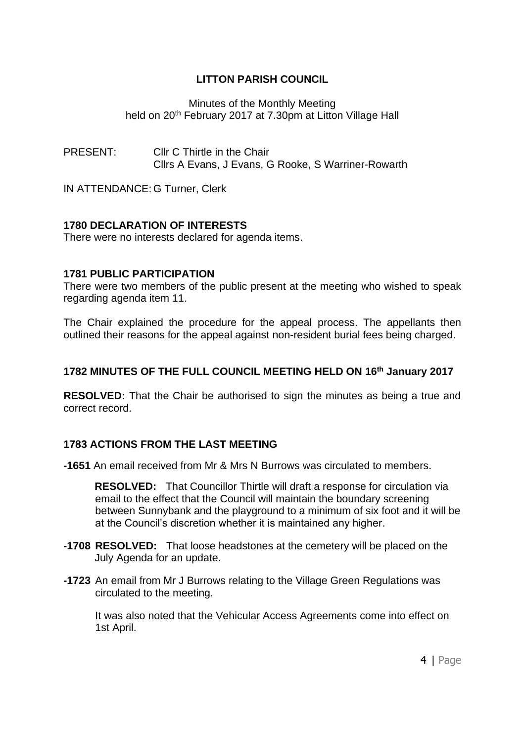# LITTON PARISH COUNCIL

Minutes of the Monthly Meeting
held on 20th February 2017 at 7.30pm at Litton Village Hall

PRESENT: Cllr C Thirtle in the Chair
Cllrs A Evans, J Evans, G Rooke, S Warriner-Rowarth

IN ATTENDANCE: G Turner, Clerk

**1780 DECLARATION OF INTERESTS**

There were no interests declared for agenda items.

**1781 PUBLIC PARTICIPATION**

There were two members of the public present at the meeting who wished to speak regarding agenda item 11.

The Chair explained the procedure for the appeal process. The appellants then outlined their reasons for the appeal against non-resident burial fees being charged.

**1782 MINUTES OF THE FULL COUNCIL MEETING HELD ON 16th January 2017**

**RESOLVED:** That the Chair be authorised to sign the minutes as being a true and correct record.

**1783 ACTIONS FROM THE LAST MEETING**

**-1651** An email received from Mr & Mrs N Burrows was circulated to members.

**RESOLVED:** That Councillor Thirtle will draft a response for circulation via email to the effect that the Council will maintain the boundary screening between Sunnybank and the playground to a minimum of six foot and it will be at the Council's discretion whether it is maintained any higher.

**-1708 RESOLVED:** That loose headstones at the cemetery will be placed on the July Agenda for an update.

**-1723** An email from Mr J Burrows relating to the Village Green Regulations was circulated to the meeting.

It was also noted that the Vehicular Access Agreements come into effect on 1st April.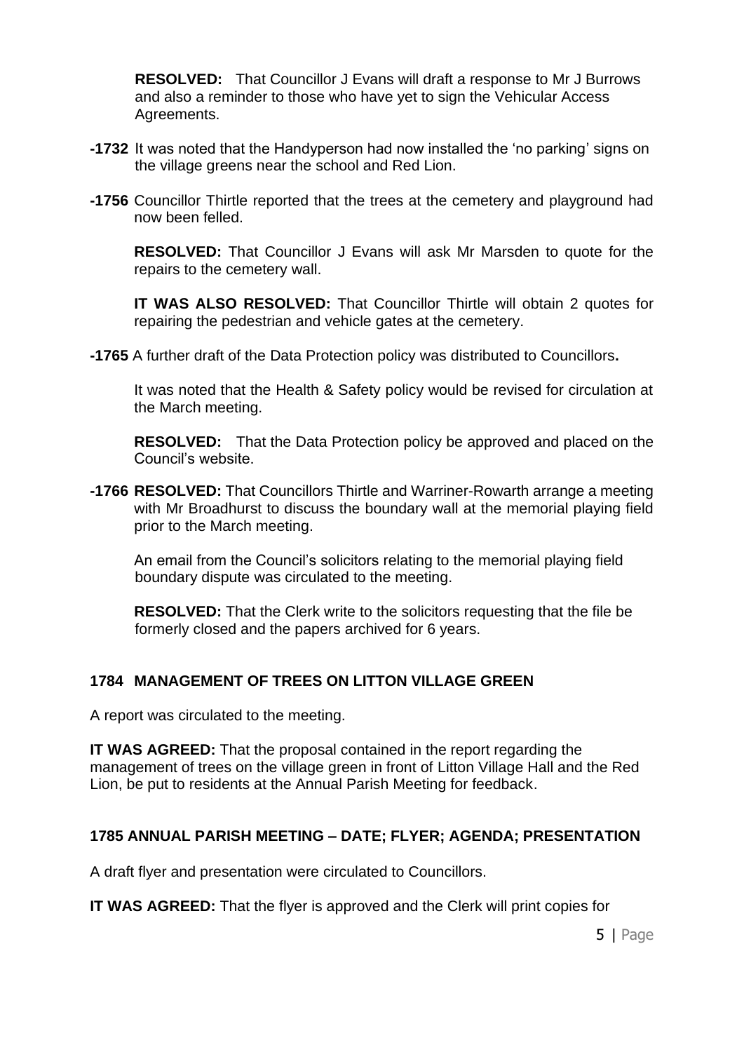**RESOLVED:** That Councillor J Evans will draft a response to Mr J Burrows and also a reminder to those who have yet to sign the Vehicular Access Agreements.

**-1732** It was noted that the Handyperson had now installed the 'no parking' signs on the village greens near the school and Red Lion.

**-1756** Councillor Thirtle reported that the trees at the cemetery and playground had now been felled.

**RESOLVED:** That Councillor J Evans will ask Mr Marsden to quote for the repairs to the cemetery wall.

**IT WAS ALSO RESOLVED:** That Councillor Thirtle will obtain 2 quotes for repairing the pedestrian and vehicle gates at the cemetery.

**-1765** A further draft of the Data Protection policy was distributed to Councillors**.**

It was noted that the Health & Safety policy would be revised for circulation at the March meeting.

**RESOLVED:** That the Data Protection policy be approved and placed on the Council's website.

**-1766 RESOLVED:** That Councillors Thirtle and Warriner-Rowarth arrange a meeting with Mr Broadhurst to discuss the boundary wall at the memorial playing field prior to the March meeting.

An email from the Council's solicitors relating to the memorial playing field boundary dispute was circulated to the meeting.

**RESOLVED:** That the Clerk write to the solicitors requesting that the file be formerly closed and the papers archived for 6 years.

## 1784 MANAGEMENT OF TREES ON LITTON VILLAGE GREEN

A report was circulated to the meeting.

**IT WAS AGREED:** That the proposal contained in the report regarding the management of trees on the village green in front of Litton Village Hall and the Red Lion, be put to residents at the Annual Parish Meeting for feedback.

## 1785 ANNUAL PARISH MEETING – DATE; FLYER; AGENDA; PRESENTATION

A draft flyer and presentation were circulated to Councillors.

**IT WAS AGREED:** That the flyer is approved and the Clerk will print copies for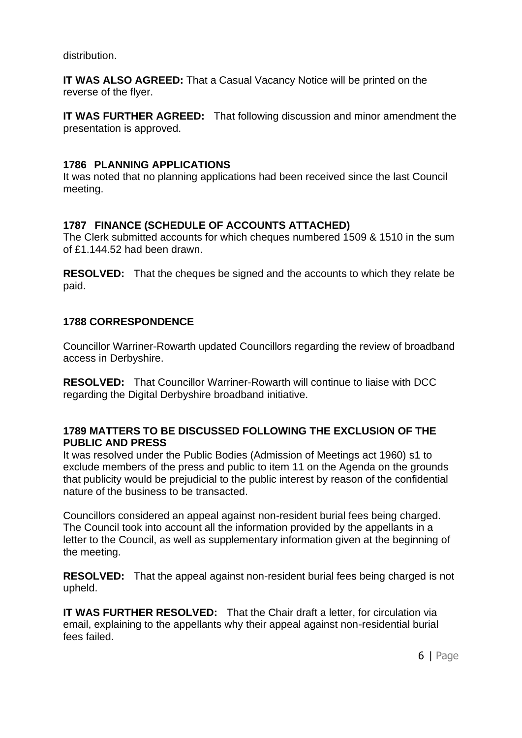distribution.

**IT WAS ALSO AGREED:** That a Casual Vacancy Notice will be printed on the reverse of the flyer.

**IT WAS FURTHER AGREED:** That following discussion and minor amendment the presentation is approved.

### 1786 PLANNING APPLICATIONS

It was noted that no planning applications had been received since the last Council meeting.

### 1787 FINANCE (SCHEDULE OF ACCOUNTS ATTACHED)

The Clerk submitted accounts for which cheques numbered 1509 & 1510 in the sum of £1.144.52 had been drawn.

**RESOLVED:** That the cheques be signed and the accounts to which they relate be paid.

### 1788 CORRESPONDENCE

Councillor Warriner-Rowarth updated Councillors regarding the review of broadband access in Derbyshire.

**RESOLVED:** That Councillor Warriner-Rowarth will continue to liaise with DCC regarding the Digital Derbyshire broadband initiative.

### 1789 MATTERS TO BE DISCUSSED FOLLOWING THE EXCLUSION OF THE PUBLIC AND PRESS

It was resolved under the Public Bodies (Admission of Meetings act 1960) s1 to exclude members of the press and public to item 11 on the Agenda on the grounds that publicity would be prejudicial to the public interest by reason of the confidential nature of the business to be transacted.

Councillors considered an appeal against non-resident burial fees being charged. The Council took into account all the information provided by the appellants in a letter to the Council, as well as supplementary information given at the beginning of the meeting.

**RESOLVED:** That the appeal against non-resident burial fees being charged is not upheld.

**IT WAS FURTHER RESOLVED:** That the Chair draft a letter, for circulation via email, explaining to the appellants why their appeal against non-residential burial fees failed.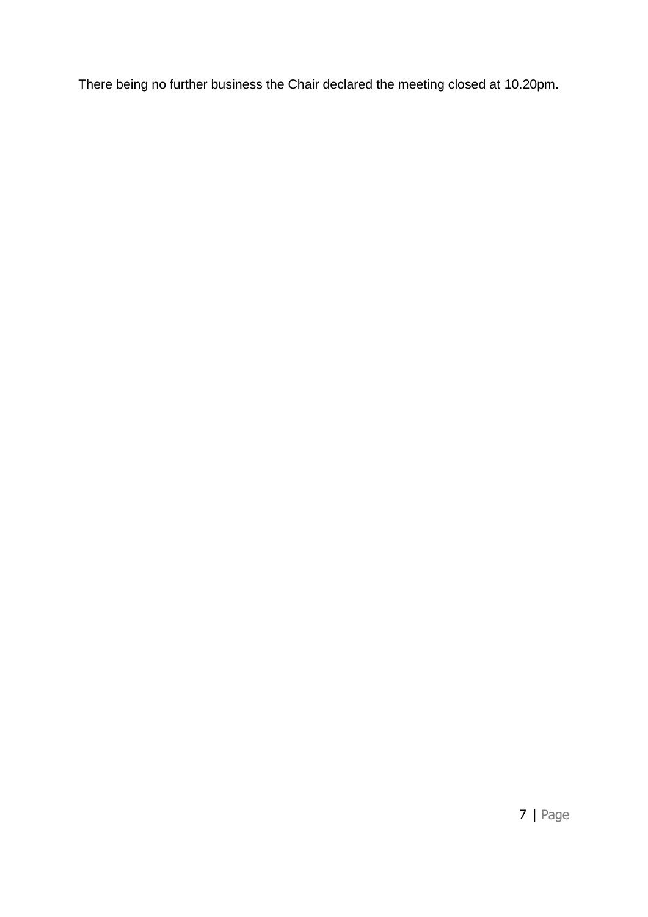There being no further business the Chair declared the meeting closed at 10.20pm.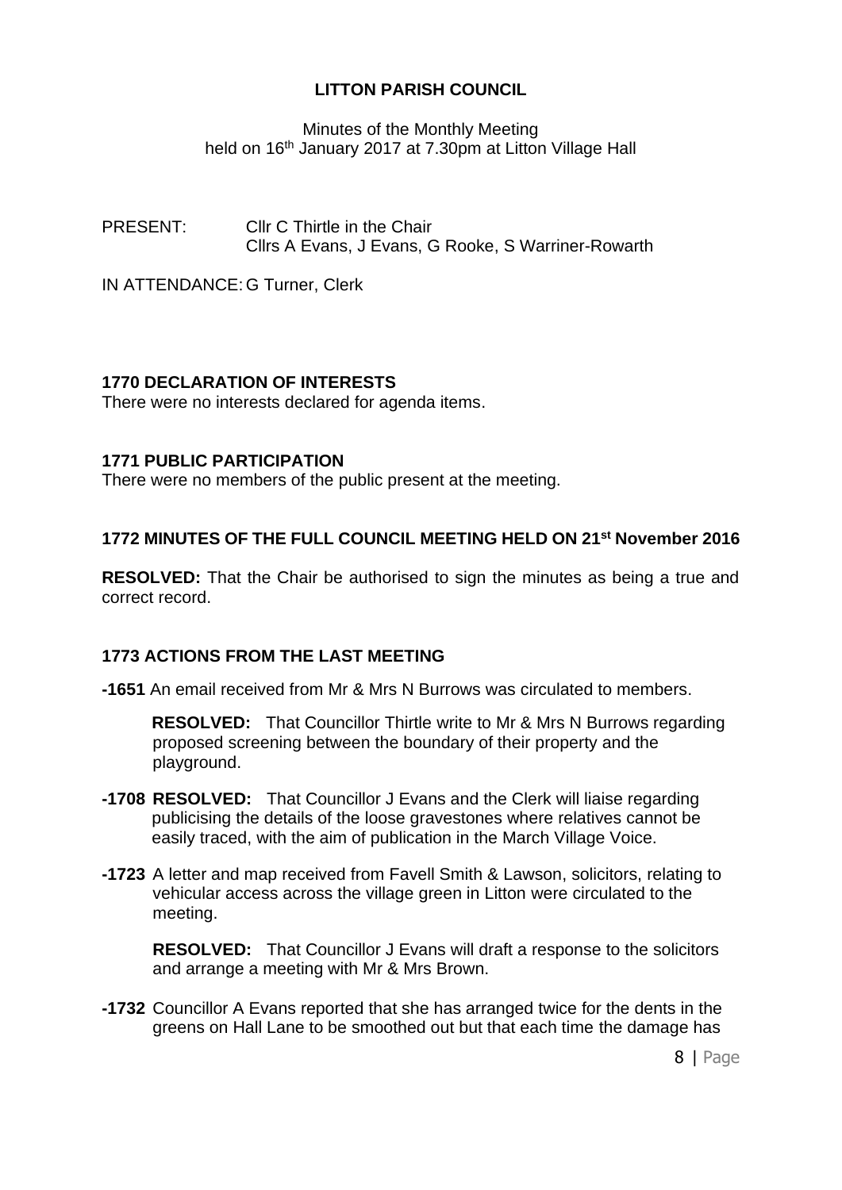**LITTON PARISH COUNCIL**

Minutes of the Monthly Meeting
held on 16th January 2017 at 7.30pm at Litton Village Hall

PRESENT: Cllr C Thirtle in the Chair
Cllrs A Evans, J Evans, G Rooke, S Warriner-Rowarth

IN ATTENDANCE: G Turner, Clerk

**1770 DECLARATION OF INTERESTS**

There were no interests declared for agenda items.

**1771 PUBLIC PARTICIPATION**

There were no members of the public present at the meeting.

**1772 MINUTES OF THE FULL COUNCIL MEETING HELD ON 21st November 2016**

**RESOLVED:** That the Chair be authorised to sign the minutes as being a true and correct record.

**1773 ACTIONS FROM THE LAST MEETING**

**-1651** An email received from Mr & Mrs N Burrows was circulated to members.

**RESOLVED:** That Councillor Thirtle write to Mr & Mrs N Burrows regarding proposed screening between the boundary of their property and the playground.

**-1708 RESOLVED:** That Councillor J Evans and the Clerk will liaise regarding publicising the details of the loose gravestones where relatives cannot be easily traced, with the aim of publication in the March Village Voice.

**-1723** A letter and map received from Favell Smith & Lawson, solicitors, relating to vehicular access across the village green in Litton were circulated to the meeting.

**RESOLVED:** That Councillor J Evans will draft a response to the solicitors and arrange a meeting with Mr & Mrs Brown.

**-1732** Councillor A Evans reported that she has arranged twice for the dents in the greens on Hall Lane to be smoothed out but that each time the damage has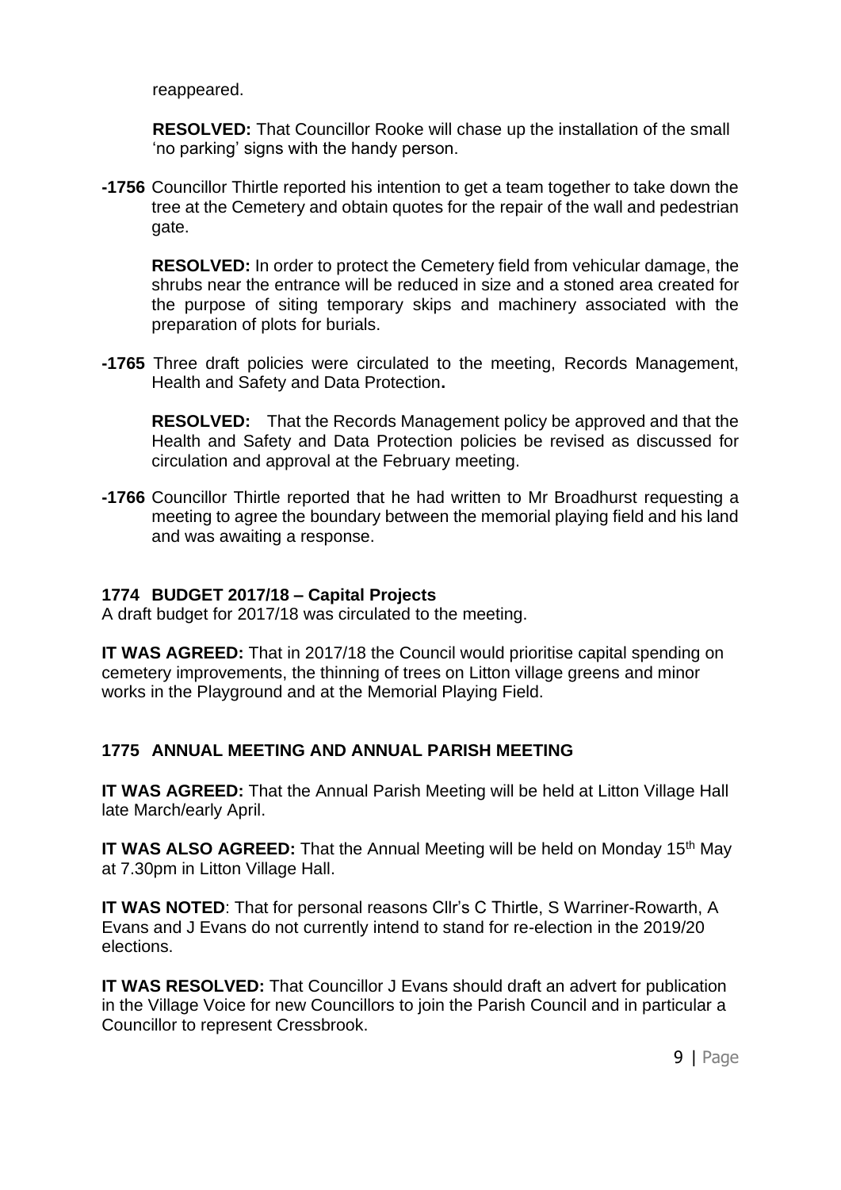reappeared.

**RESOLVED:** That Councillor Rooke will chase up the installation of the small 'no parking' signs with the handy person.

**-1756** Councillor Thirtle reported his intention to get a team together to take down the tree at the Cemetery and obtain quotes for the repair of the wall and pedestrian gate.

**RESOLVED:** In order to protect the Cemetery field from vehicular damage, the shrubs near the entrance will be reduced in size and a stoned area created for the purpose of siting temporary skips and machinery associated with the preparation of plots for burials.

**-1765** Three draft policies were circulated to the meeting, Records Management, Health and Safety and Data Protection**.**

**RESOLVED:** That the Records Management policy be approved and that the Health and Safety and Data Protection policies be revised as discussed for circulation and approval at the February meeting.

**-1766** Councillor Thirtle reported that he had written to Mr Broadhurst requesting a meeting to agree the boundary between the memorial playing field and his land and was awaiting a response.

**1774 BUDGET 2017/18 – Capital Projects**

A draft budget for 2017/18 was circulated to the meeting.

**IT WAS AGREED:** That in 2017/18 the Council would prioritise capital spending on cemetery improvements, the thinning of trees on Litton village greens and minor works in the Playground and at the Memorial Playing Field.

**1775 ANNUAL MEETING AND ANNUAL PARISH MEETING**

**IT WAS AGREED:** That the Annual Parish Meeting will be held at Litton Village Hall late March/early April.

**IT WAS ALSO AGREED:** That the Annual Meeting will be held on Monday 15th May at 7.30pm in Litton Village Hall.

**IT WAS NOTED**: That for personal reasons Cllr's C Thirtle, S Warriner-Rowarth, A Evans and J Evans do not currently intend to stand for re-election in the 2019/20 elections.

**IT WAS RESOLVED:** That Councillor J Evans should draft an advert for publication in the Village Voice for new Councillors to join the Parish Council and in particular a Councillor to represent Cressbrook.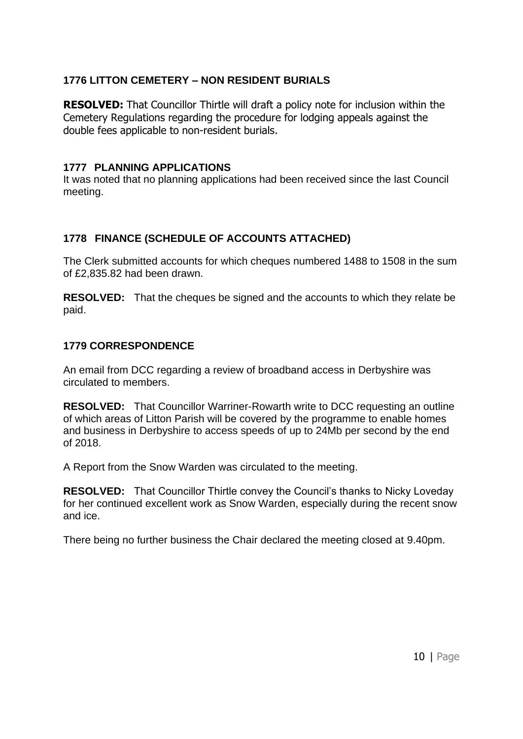### 1776 LITTON CEMETERY – NON RESIDENT BURIALS

**RESOLVED:** That Councillor Thirtle will draft a policy note for inclusion within the Cemetery Regulations regarding the procedure for lodging appeals against the double fees applicable to non-resident burials.

### 1777 PLANNING APPLICATIONS

It was noted that no planning applications had been received since the last Council meeting.

### 1778 FINANCE (SCHEDULE OF ACCOUNTS ATTACHED)

The Clerk submitted accounts for which cheques numbered 1488 to 1508 in the sum of £2,835.82 had been drawn.

**RESOLVED:** That the cheques be signed and the accounts to which they relate be paid.

### 1779 CORRESPONDENCE

An email from DCC regarding a review of broadband access in Derbyshire was circulated to members.

**RESOLVED:** That Councillor Warriner-Rowarth write to DCC requesting an outline of which areas of Litton Parish will be covered by the programme to enable homes and business in Derbyshire to access speeds of up to 24Mb per second by the end of 2018.

A Report from the Snow Warden was circulated to the meeting.

**RESOLVED:** That Councillor Thirtle convey the Council's thanks to Nicky Loveday for her continued excellent work as Snow Warden, especially during the recent snow and ice.

There being no further business the Chair declared the meeting closed at 9.40pm.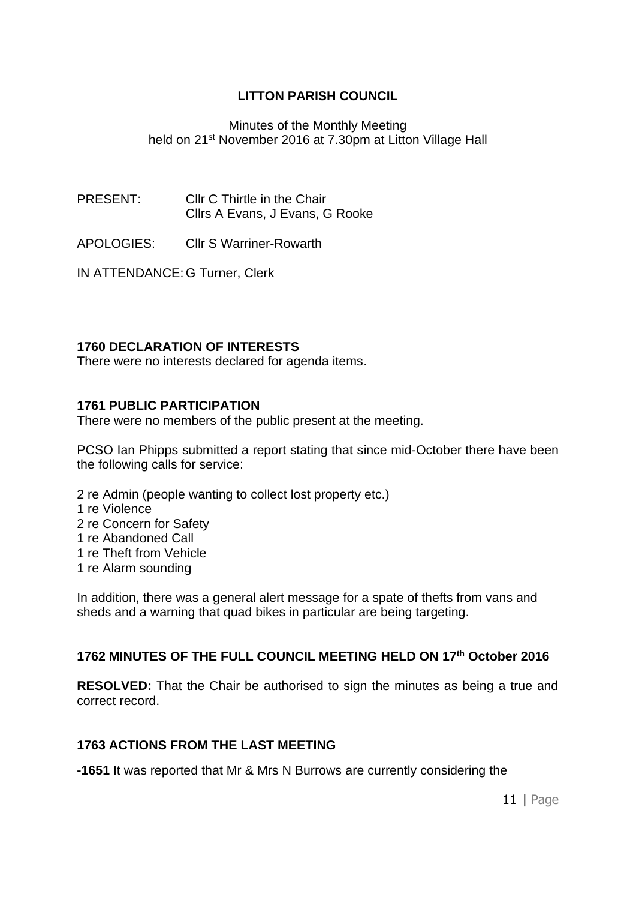**LITTON PARISH COUNCIL**

Minutes of the Monthly Meeting
held on 21st November 2016 at 7.30pm at Litton Village Hall

PRESENT: Cllr C Thirtle in the Chair
Cllrs A Evans, J Evans, G Rooke

APOLOGIES: Cllr S Warriner-Rowarth

IN ATTENDANCE: G Turner, Clerk

**1760 DECLARATION OF INTERESTS**

There were no interests declared for agenda items.

**1761 PUBLIC PARTICIPATION**

There were no members of the public present at the meeting.

PCSO Ian Phipps submitted a report stating that since mid-October there have been the following calls for service:

2 re Admin (people wanting to collect lost property etc.)
1 re Violence
2 re Concern for Safety
1 re Abandoned Call
1 re Theft from Vehicle
1 re Alarm sounding

In addition, there was a general alert message for a spate of thefts from vans and sheds and a warning that quad bikes in particular are being targeting.

**1762 MINUTES OF THE FULL COUNCIL MEETING HELD ON 17th October 2016**

**RESOLVED:** That the Chair be authorised to sign the minutes as being a true and correct record.

**1763 ACTIONS FROM THE LAST MEETING**

**-1651** It was reported that Mr & Mrs N Burrows are currently considering the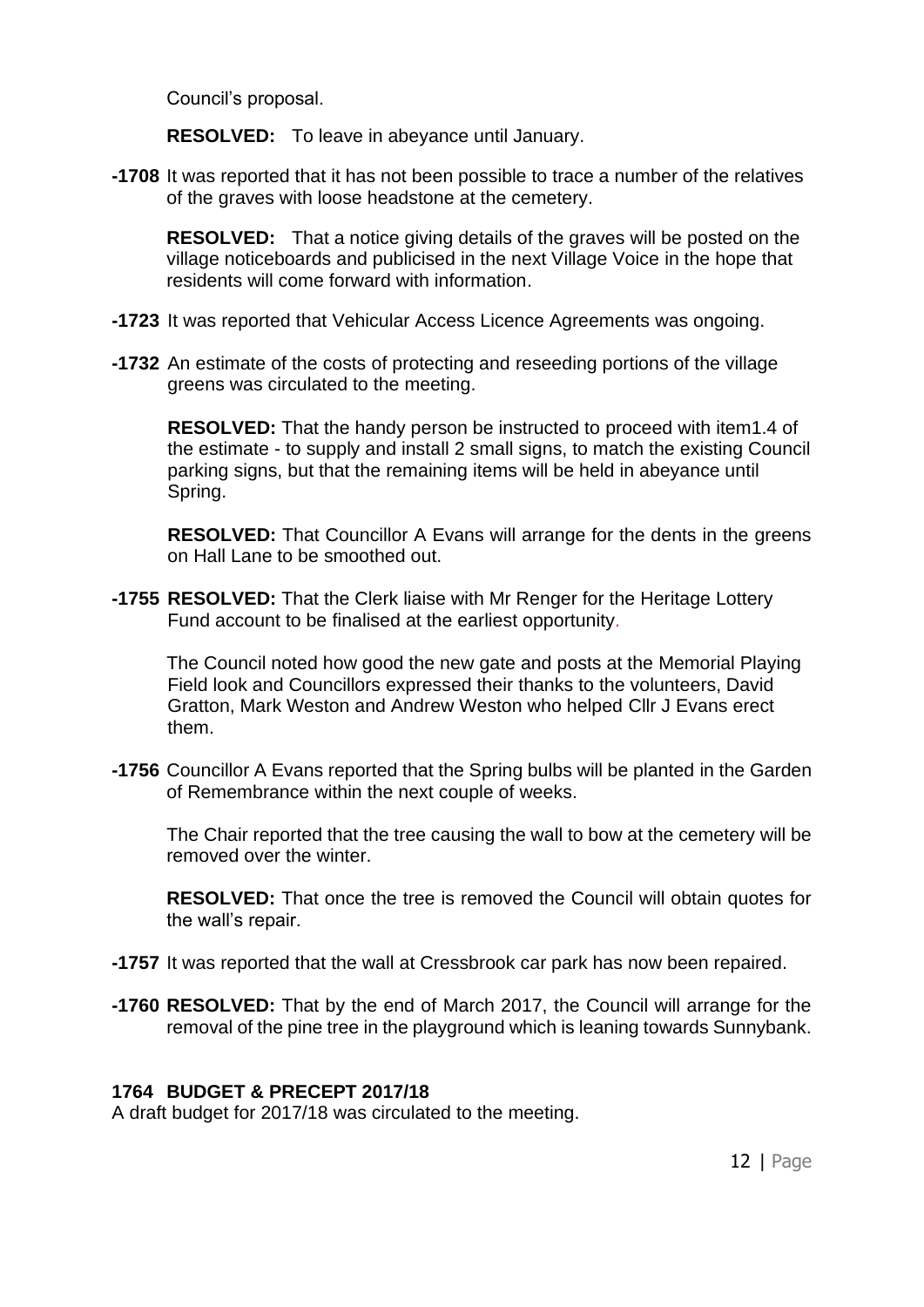Council's proposal.

**RESOLVED:** To leave in abeyance until January.

**-1708** It was reported that it has not been possible to trace a number of the relatives of the graves with loose headstone at the cemetery.

**RESOLVED:** That a notice giving details of the graves will be posted on the village noticeboards and publicised in the next Village Voice in the hope that residents will come forward with information.

**-1723** It was reported that Vehicular Access Licence Agreements was ongoing.

**-1732** An estimate of the costs of protecting and reseeding portions of the village greens was circulated to the meeting.

**RESOLVED:** That the handy person be instructed to proceed with item1.4 of the estimate - to supply and install 2 small signs, to match the existing Council parking signs, but that the remaining items will be held in abeyance until Spring.

**RESOLVED:** That Councillor A Evans will arrange for the dents in the greens on Hall Lane to be smoothed out.

**-1755 RESOLVED:** That the Clerk liaise with Mr Renger for the Heritage Lottery Fund account to be finalised at the earliest opportunity.

The Council noted how good the new gate and posts at the Memorial Playing Field look and Councillors expressed their thanks to the volunteers, David Gratton, Mark Weston and Andrew Weston who helped Cllr J Evans erect them.

**-1756** Councillor A Evans reported that the Spring bulbs will be planted in the Garden of Remembrance within the next couple of weeks.

The Chair reported that the tree causing the wall to bow at the cemetery will be removed over the winter.

**RESOLVED:** That once the tree is removed the Council will obtain quotes for the wall's repair.

**-1757** It was reported that the wall at Cressbrook car park has now been repaired.

**-1760 RESOLVED:** That by the end of March 2017, the Council will arrange for the removal of the pine tree in the playground which is leaning towards Sunnybank.

### 1764 BUDGET & PRECEPT 2017/18

A draft budget for 2017/18 was circulated to the meeting.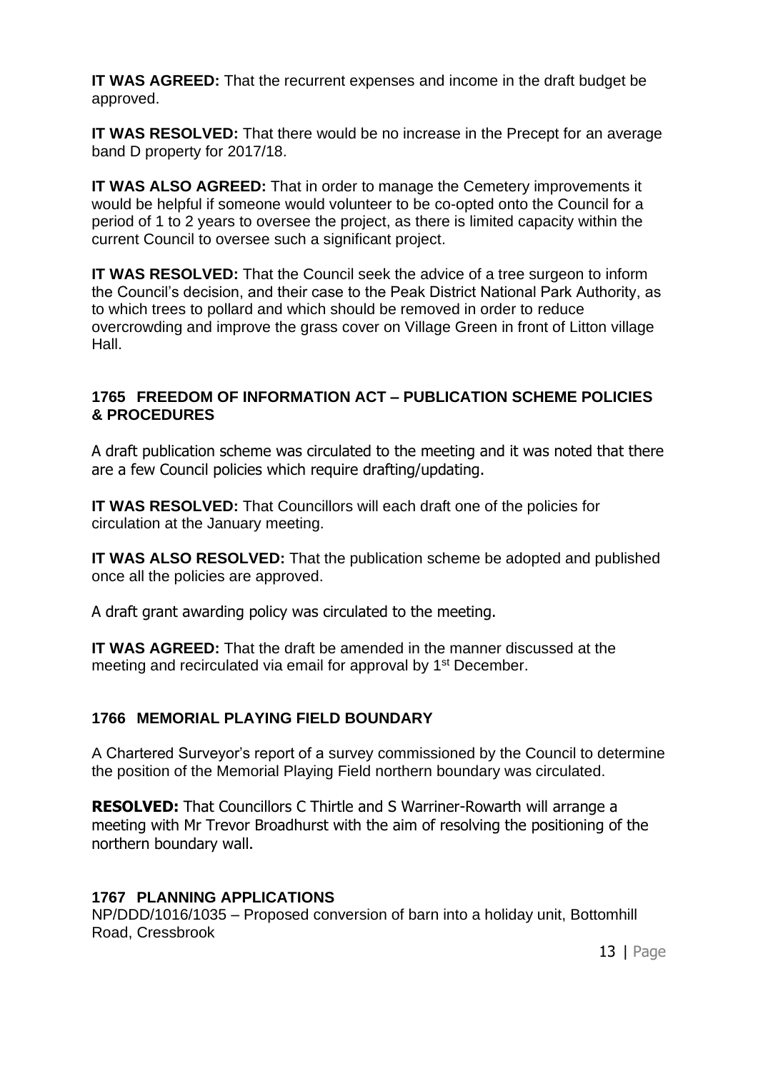**IT WAS AGREED:** That the recurrent expenses and income in the draft budget be approved.

**IT WAS RESOLVED:** That there would be no increase in the Precept for an average band D property for 2017/18.

**IT WAS ALSO AGREED:** That in order to manage the Cemetery improvements it would be helpful if someone would volunteer to be co-opted onto the Council for a period of 1 to 2 years to oversee the project, as there is limited capacity within the current Council to oversee such a significant project.

**IT WAS RESOLVED:** That the Council seek the advice of a tree surgeon to inform the Council's decision, and their case to the Peak District National Park Authority, as to which trees to pollard and which should be removed in order to reduce overcrowding and improve the grass cover on Village Green in front of Litton village Hall.

## 1765 FREEDOM OF INFORMATION ACT – PUBLICATION SCHEME POLICIES & PROCEDURES

A draft publication scheme was circulated to the meeting and it was noted that there are a few Council policies which require drafting/updating.

**IT WAS RESOLVED:** That Councillors will each draft one of the policies for circulation at the January meeting.

**IT WAS ALSO RESOLVED:** That the publication scheme be adopted and published once all the policies are approved.

A draft grant awarding policy was circulated to the meeting.

**IT WAS AGREED:** That the draft be amended in the manner discussed at the meeting and recirculated via email for approval by 1st December.

## 1766 MEMORIAL PLAYING FIELD BOUNDARY

A Chartered Surveyor's report of a survey commissioned by the Council to determine the position of the Memorial Playing Field northern boundary was circulated.

**RESOLVED:** That Councillors C Thirtle and S Warriner-Rowarth will arrange a meeting with Mr Trevor Broadhurst with the aim of resolving the positioning of the northern boundary wall.

## 1767 PLANNING APPLICATIONS

NP/DDD/1016/1035 – Proposed conversion of barn into a holiday unit, Bottomhill Road, Cressbrook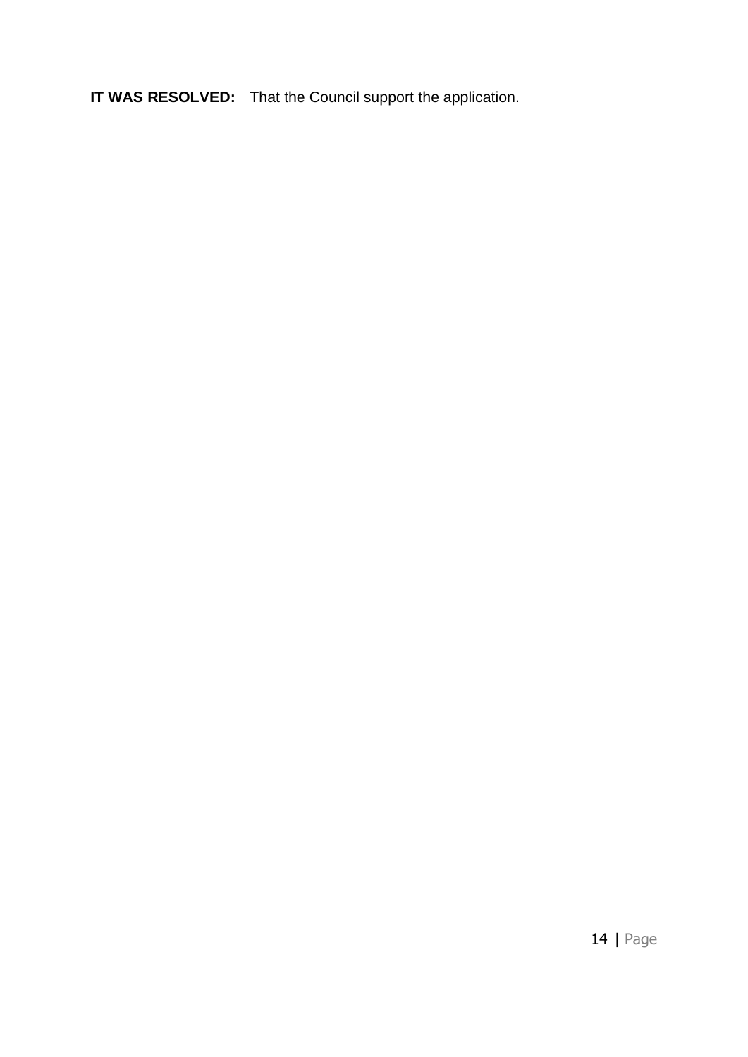**IT WAS RESOLVED:** That the Council support the application.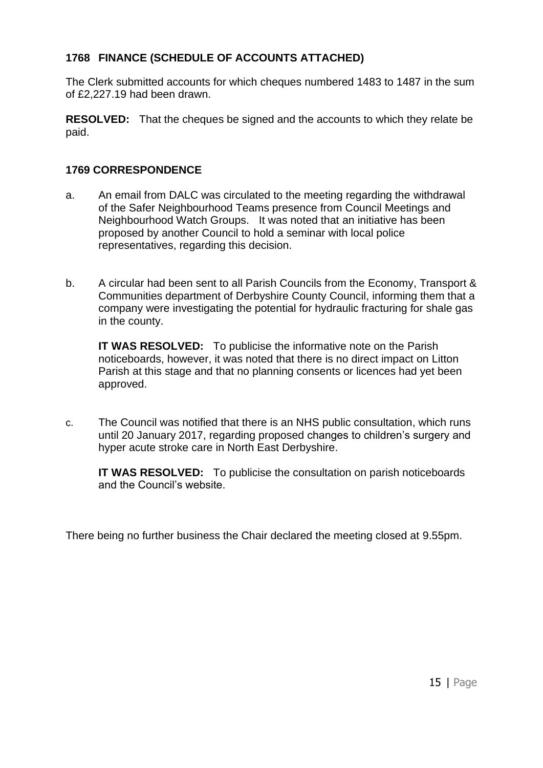## 1768 FINANCE (SCHEDULE OF ACCOUNTS ATTACHED)

The Clerk submitted accounts for which cheques numbered 1483 to 1487 in the sum of £2,227.19 had been drawn.

**RESOLVED:** That the cheques be signed and the accounts to which they relate be paid.

## 1769 CORRESPONDENCE

a. An email from DALC was circulated to the meeting regarding the withdrawal of the Safer Neighbourhood Teams presence from Council Meetings and Neighbourhood Watch Groups. It was noted that an initiative has been proposed by another Council to hold a seminar with local police representatives, regarding this decision.

b. A circular had been sent to all Parish Councils from the Economy, Transport & Communities department of Derbyshire County Council, informing them that a company were investigating the potential for hydraulic fracturing for shale gas in the county.

   **IT WAS RESOLVED:** To publicise the informative note on the Parish noticeboards, however, it was noted that there is no direct impact on Litton Parish at this stage and that no planning consents or licences had yet been approved.

c. The Council was notified that there is an NHS public consultation, which runs until 20 January 2017, regarding proposed changes to children's surgery and hyper acute stroke care in North East Derbyshire.

   **IT WAS RESOLVED:** To publicise the consultation on parish noticeboards and the Council's website.

There being no further business the Chair declared the meeting closed at 9.55pm.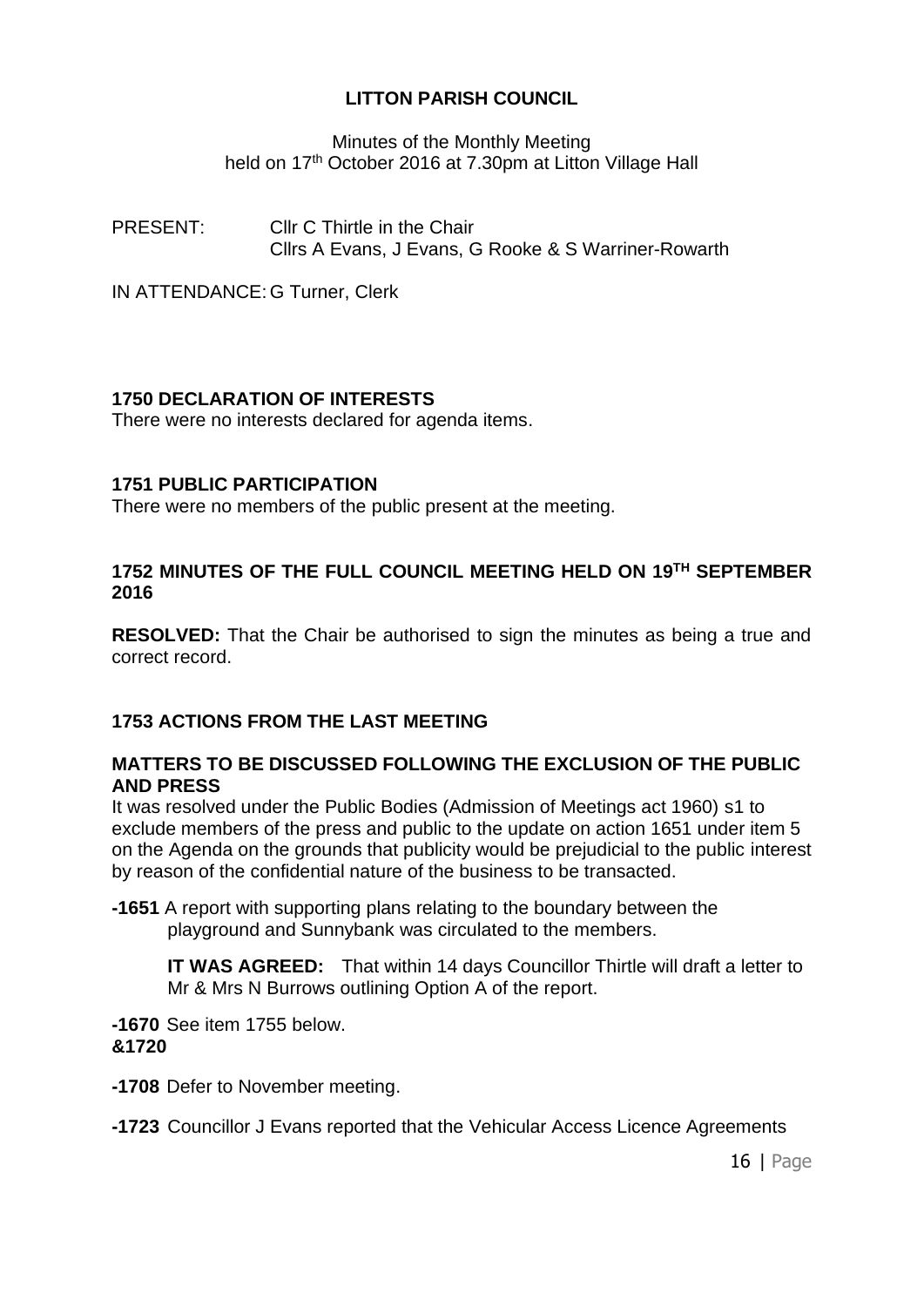# LITTON PARISH COUNCIL

Minutes of the Monthly Meeting
held on 17th October 2016 at 7.30pm at Litton Village Hall

PRESENT: Cllr C Thirtle in the Chair
Cllrs A Evans, J Evans, G Rooke & S Warriner-Rowarth

IN ATTENDANCE: G Turner, Clerk

## 1750 DECLARATION OF INTERESTS

There were no interests declared for agenda items.

## 1751 PUBLIC PARTICIPATION

There were no members of the public present at the meeting.

## 1752 MINUTES OF THE FULL COUNCIL MEETING HELD ON 19TH SEPTEMBER 2016

**RESOLVED:** That the Chair be authorised to sign the minutes as being a true and correct record.

## 1753 ACTIONS FROM THE LAST MEETING

### MATTERS TO BE DISCUSSED FOLLOWING THE EXCLUSION OF THE PUBLIC AND PRESS

It was resolved under the Public Bodies (Admission of Meetings act 1960) s1 to exclude members of the press and public to the update on action 1651 under item 5 on the Agenda on the grounds that publicity would be prejudicial to the public interest by reason of the confidential nature of the business to be transacted.

**-1651** A report with supporting plans relating to the boundary between the playground and Sunnybank was circulated to the members.

**IT WAS AGREED:** That within 14 days Councillor Thirtle will draft a letter to Mr & Mrs N Burrows outlining Option A of the report.

**-1670 &1720** See item 1755 below.

**-1708** Defer to November meeting.

**-1723** Councillor J Evans reported that the Vehicular Access Licence Agreements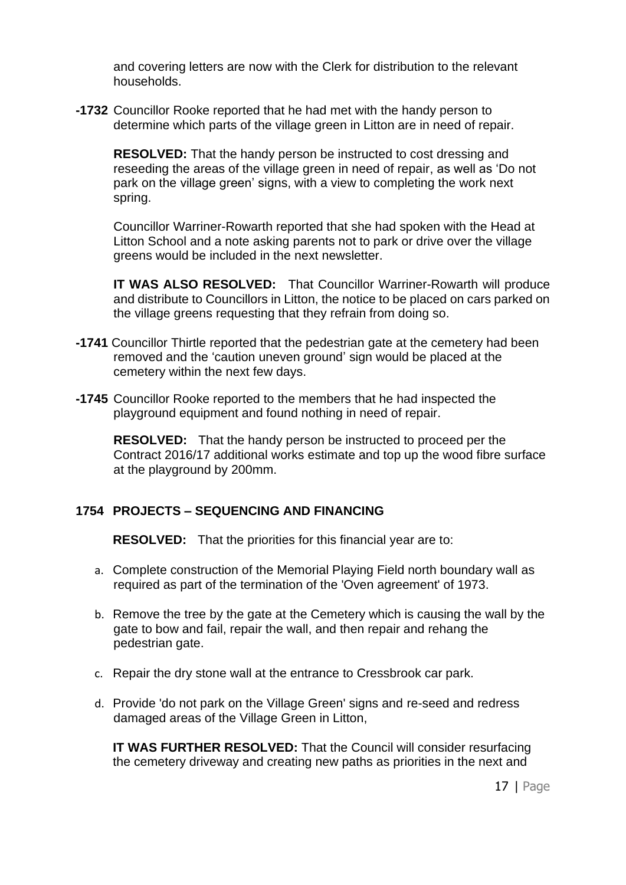and covering letters are now with the Clerk for distribution to the relevant households.

**-1732** Councillor Rooke reported that he had met with the handy person to determine which parts of the village green in Litton are in need of repair.

**RESOLVED:** That the handy person be instructed to cost dressing and reseeding the areas of the village green in need of repair, as well as 'Do not park on the village green' signs, with a view to completing the work next spring.

Councillor Warriner-Rowarth reported that she had spoken with the Head at Litton School and a note asking parents not to park or drive over the village greens would be included in the next newsletter.

**IT WAS ALSO RESOLVED:** That Councillor Warriner-Rowarth will produce and distribute to Councillors in Litton, the notice to be placed on cars parked on the village greens requesting that they refrain from doing so.

**-1741** Councillor Thirtle reported that the pedestrian gate at the cemetery had been removed and the 'caution uneven ground' sign would be placed at the cemetery within the next few days.

**-1745** Councillor Rooke reported to the members that he had inspected the playground equipment and found nothing in need of repair.

**RESOLVED:** That the handy person be instructed to proceed per the Contract 2016/17 additional works estimate and top up the wood fibre surface at the playground by 200mm.

## 1754 PROJECTS – SEQUENCING AND FINANCING

**RESOLVED:** That the priorities for this financial year are to:

a. Complete construction of the Memorial Playing Field north boundary wall as required as part of the termination of the 'Oven agreement' of 1973.

b. Remove the tree by the gate at the Cemetery which is causing the wall by the gate to bow and fail, repair the wall, and then repair and rehang the pedestrian gate.

c. Repair the dry stone wall at the entrance to Cressbrook car park.

d. Provide 'do not park on the Village Green' signs and re-seed and redress damaged areas of the Village Green in Litton,

**IT WAS FURTHER RESOLVED:** That the Council will consider resurfacing the cemetery driveway and creating new paths as priorities in the next and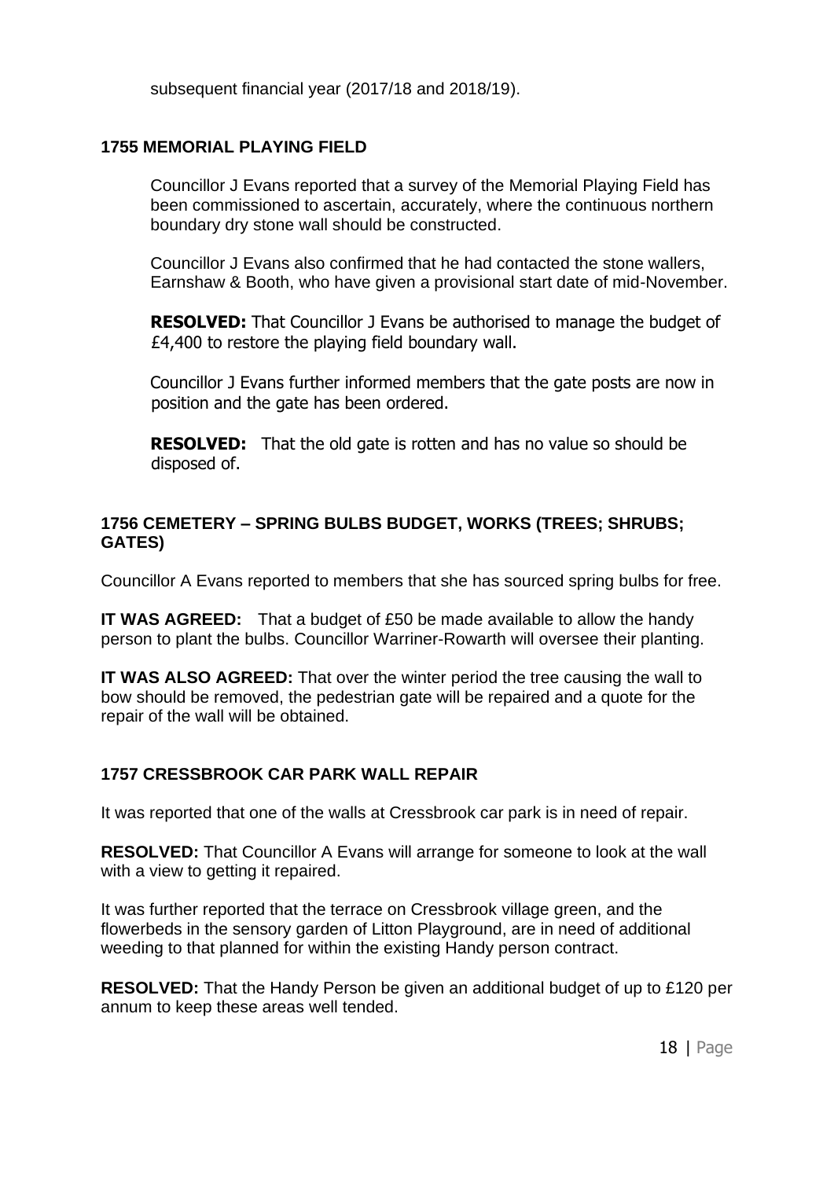subsequent financial year (2017/18 and 2018/19).

### 1755 MEMORIAL PLAYING FIELD

Councillor J Evans reported that a survey of the Memorial Playing Field has been commissioned to ascertain, accurately, where the continuous northern boundary dry stone wall should be constructed.

Councillor J Evans also confirmed that he had contacted the stone wallers, Earnshaw & Booth, who have given a provisional start date of mid-November.

**RESOLVED:** That Councillor J Evans be authorised to manage the budget of £4,400 to restore the playing field boundary wall.

Councillor J Evans further informed members that the gate posts are now in position and the gate has been ordered.

**RESOLVED:** That the old gate is rotten and has no value so should be disposed of.

### 1756 CEMETERY – SPRING BULBS BUDGET, WORKS (TREES; SHRUBS; GATES)

Councillor A Evans reported to members that she has sourced spring bulbs for free.

**IT WAS AGREED:** That a budget of £50 be made available to allow the handy person to plant the bulbs. Councillor Warriner-Rowarth will oversee their planting.

**IT WAS ALSO AGREED:** That over the winter period the tree causing the wall to bow should be removed, the pedestrian gate will be repaired and a quote for the repair of the wall will be obtained.

### 1757 CRESSBROOK CAR PARK WALL REPAIR

It was reported that one of the walls at Cressbrook car park is in need of repair.

**RESOLVED:** That Councillor A Evans will arrange for someone to look at the wall with a view to getting it repaired.

It was further reported that the terrace on Cressbrook village green, and the flowerbeds in the sensory garden of Litton Playground, are in need of additional weeding to that planned for within the existing Handy person contract.

**RESOLVED:** That the Handy Person be given an additional budget of up to £120 per annum to keep these areas well tended.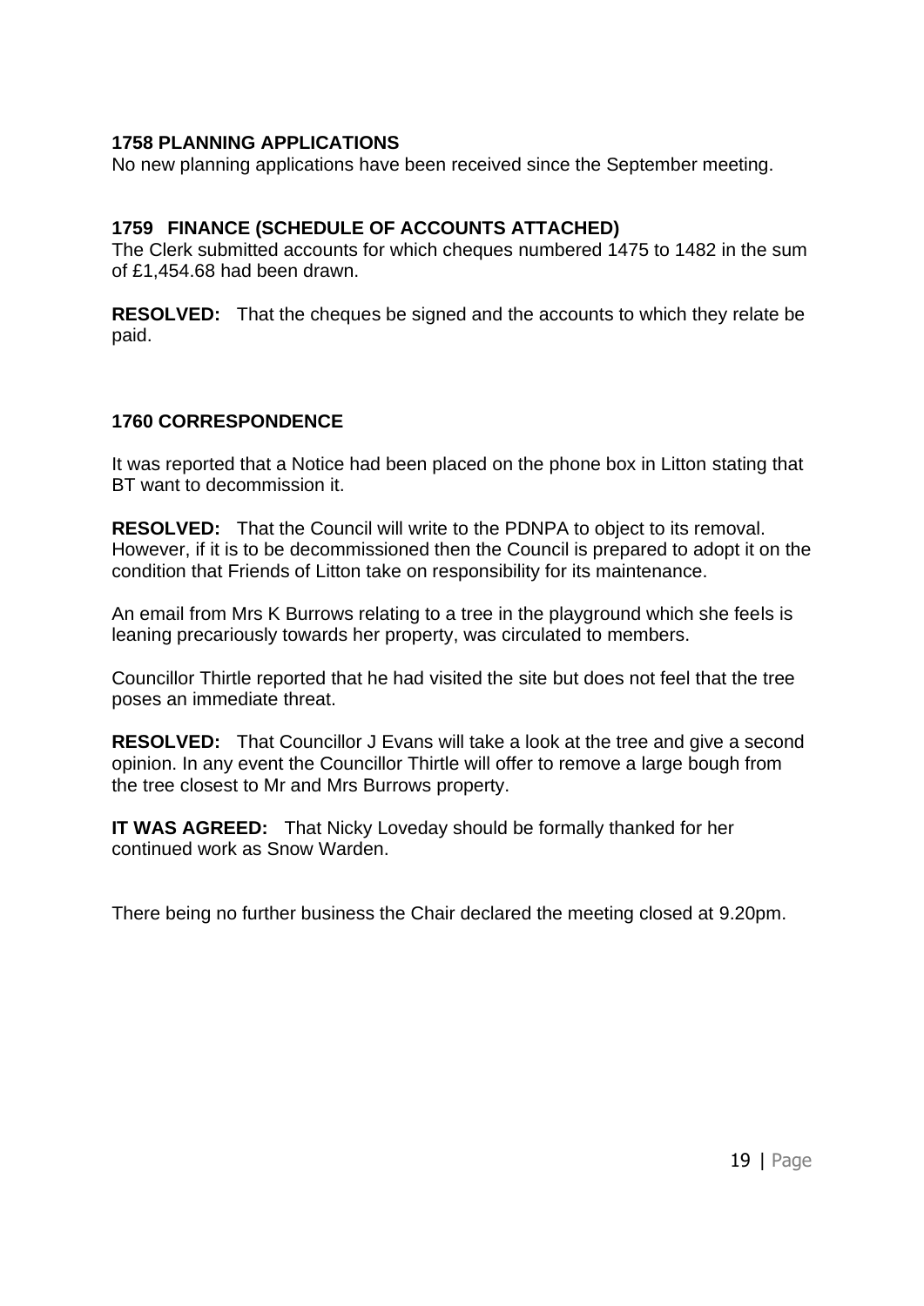### 1758 PLANNING APPLICATIONS

No new planning applications have been received since the September meeting.

### 1759 FINANCE (SCHEDULE OF ACCOUNTS ATTACHED)

The Clerk submitted accounts for which cheques numbered 1475 to 1482 in the sum of £1,454.68 had been drawn.

**RESOLVED:** That the cheques be signed and the accounts to which they relate be paid.

### 1760 CORRESPONDENCE

It was reported that a Notice had been placed on the phone box in Litton stating that BT want to decommission it.

**RESOLVED:** That the Council will write to the PDNPA to object to its removal. However, if it is to be decommissioned then the Council is prepared to adopt it on the condition that Friends of Litton take on responsibility for its maintenance.

An email from Mrs K Burrows relating to a tree in the playground which she feels is leaning precariously towards her property, was circulated to members.

Councillor Thirtle reported that he had visited the site but does not feel that the tree poses an immediate threat.

**RESOLVED:** That Councillor J Evans will take a look at the tree and give a second opinion. In any event the Councillor Thirtle will offer to remove a large bough from the tree closest to Mr and Mrs Burrows property.

**IT WAS AGREED:** That Nicky Loveday should be formally thanked for her continued work as Snow Warden.

There being no further business the Chair declared the meeting closed at 9.20pm.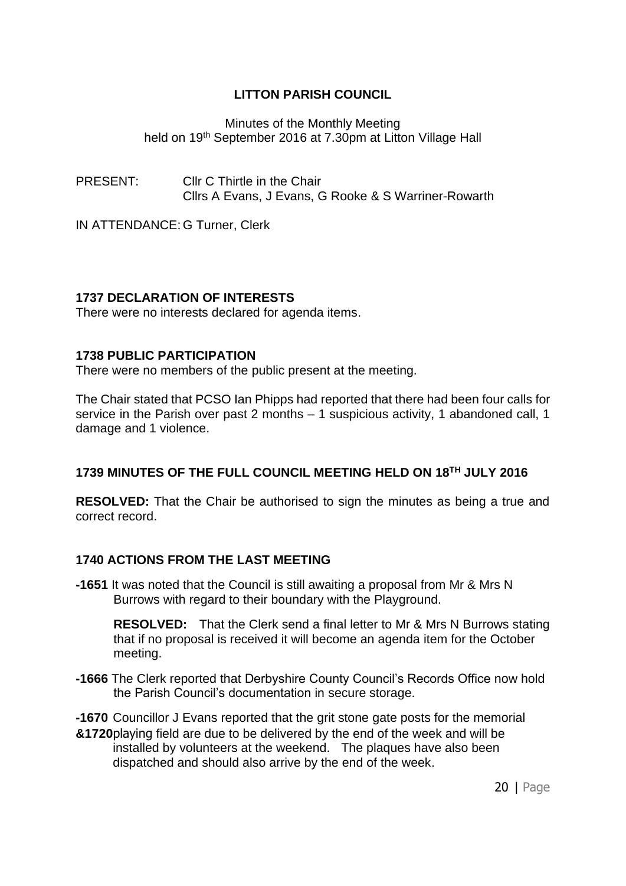**LITTON PARISH COUNCIL**

Minutes of the Monthly Meeting
held on 19th September 2016 at 7.30pm at Litton Village Hall

PRESENT: Cllr C Thirtle in the Chair
Cllrs A Evans, J Evans, G Rooke & S Warriner-Rowarth

IN ATTENDANCE: G Turner, Clerk

**1737 DECLARATION OF INTERESTS**

There were no interests declared for agenda items.

**1738 PUBLIC PARTICIPATION**

There were no members of the public present at the meeting.

The Chair stated that PCSO Ian Phipps had reported that there had been four calls for service in the Parish over past 2 months – 1 suspicious activity, 1 abandoned call, 1 damage and 1 violence.

**1739 MINUTES OF THE FULL COUNCIL MEETING HELD ON 18TH JULY 2016**

**RESOLVED:** That the Chair be authorised to sign the minutes as being a true and correct record.

**1740 ACTIONS FROM THE LAST MEETING**

**-1651** It was noted that the Council is still awaiting a proposal from Mr & Mrs N Burrows with regard to their boundary with the Playground.

**RESOLVED:** That the Clerk send a final letter to Mr & Mrs N Burrows stating that if no proposal is received it will become an agenda item for the October meeting.

**-1666** The Clerk reported that Derbyshire County Council's Records Office now hold the Parish Council's documentation in secure storage.

**-1670 &1720** Councillor J Evans reported that the grit stone gate posts for the memorial playing field are due to be delivered by the end of the week and will be installed by volunteers at the weekend. The plaques have also been dispatched and should also arrive by the end of the week.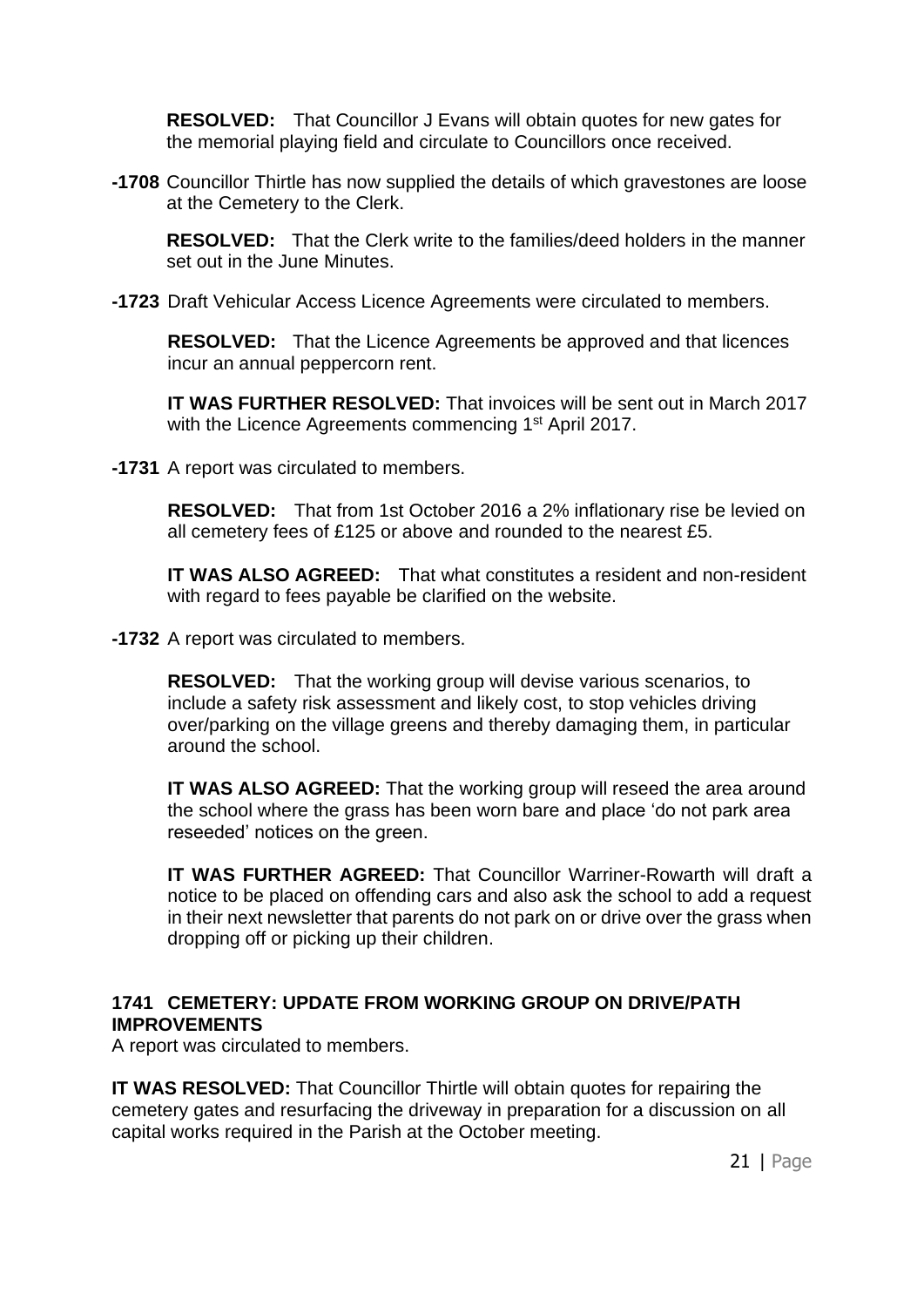**RESOLVED:** That Councillor J Evans will obtain quotes for new gates for the memorial playing field and circulate to Councillors once received.

**-1708** Councillor Thirtle has now supplied the details of which gravestones are loose at the Cemetery to the Clerk.

**RESOLVED:** That the Clerk write to the families/deed holders in the manner set out in the June Minutes.

**-1723** Draft Vehicular Access Licence Agreements were circulated to members.

**RESOLVED:** That the Licence Agreements be approved and that licences incur an annual peppercorn rent.

**IT WAS FURTHER RESOLVED:** That invoices will be sent out in March 2017 with the Licence Agreements commencing 1st April 2017.

**-1731** A report was circulated to members.

**RESOLVED:** That from 1st October 2016 a 2% inflationary rise be levied on all cemetery fees of £125 or above and rounded to the nearest £5.

**IT WAS ALSO AGREED:** That what constitutes a resident and non-resident with regard to fees payable be clarified on the website.

**-1732** A report was circulated to members.

**RESOLVED:** That the working group will devise various scenarios, to include a safety risk assessment and likely cost, to stop vehicles driving over/parking on the village greens and thereby damaging them, in particular around the school.

**IT WAS ALSO AGREED:** That the working group will reseed the area around the school where the grass has been worn bare and place 'do not park area reseeded' notices on the green.

**IT WAS FURTHER AGREED:** That Councillor Warriner-Rowarth will draft a notice to be placed on offending cars and also ask the school to add a request in their next newsletter that parents do not park on or drive over the grass when dropping off or picking up their children.

### 1741 CEMETERY: UPDATE FROM WORKING GROUP ON DRIVE/PATH IMPROVEMENTS

A report was circulated to members.

**IT WAS RESOLVED:** That Councillor Thirtle will obtain quotes for repairing the cemetery gates and resurfacing the driveway in preparation for a discussion on all capital works required in the Parish at the October meeting.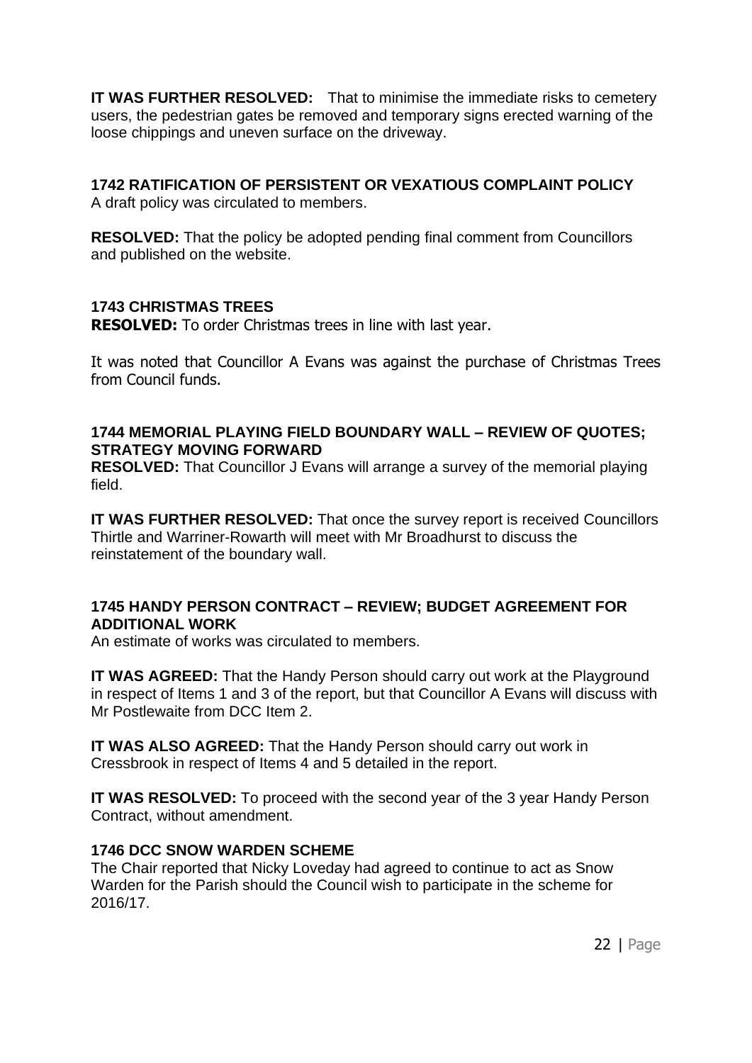**IT WAS FURTHER RESOLVED:** That to minimise the immediate risks to cemetery users, the pedestrian gates be removed and temporary signs erected warning of the loose chippings and uneven surface on the driveway.

### 1742 RATIFICATION OF PERSISTENT OR VEXATIOUS COMPLAINT POLICY

A draft policy was circulated to members.

**RESOLVED:** That the policy be adopted pending final comment from Councillors and published on the website.

### 1743 CHRISTMAS TREES

**RESOLVED:** To order Christmas trees in line with last year.

It was noted that Councillor A Evans was against the purchase of Christmas Trees from Council funds.

### 1744 MEMORIAL PLAYING FIELD BOUNDARY WALL – REVIEW OF QUOTES; STRATEGY MOVING FORWARD

**RESOLVED:** That Councillor J Evans will arrange a survey of the memorial playing field.

**IT WAS FURTHER RESOLVED:** That once the survey report is received Councillors Thirtle and Warriner-Rowarth will meet with Mr Broadhurst to discuss the reinstatement of the boundary wall.

### 1745 HANDY PERSON CONTRACT – REVIEW; BUDGET AGREEMENT FOR ADDITIONAL WORK

An estimate of works was circulated to members.

**IT WAS AGREED:** That the Handy Person should carry out work at the Playground in respect of Items 1 and 3 of the report, but that Councillor A Evans will discuss with Mr Postlewaite from DCC Item 2.

**IT WAS ALSO AGREED:** That the Handy Person should carry out work in Cressbrook in respect of Items 4 and 5 detailed in the report.

**IT WAS RESOLVED:** To proceed with the second year of the 3 year Handy Person Contract, without amendment.

### 1746 DCC SNOW WARDEN SCHEME

The Chair reported that Nicky Loveday had agreed to continue to act as Snow Warden for the Parish should the Council wish to participate in the scheme for 2016/17.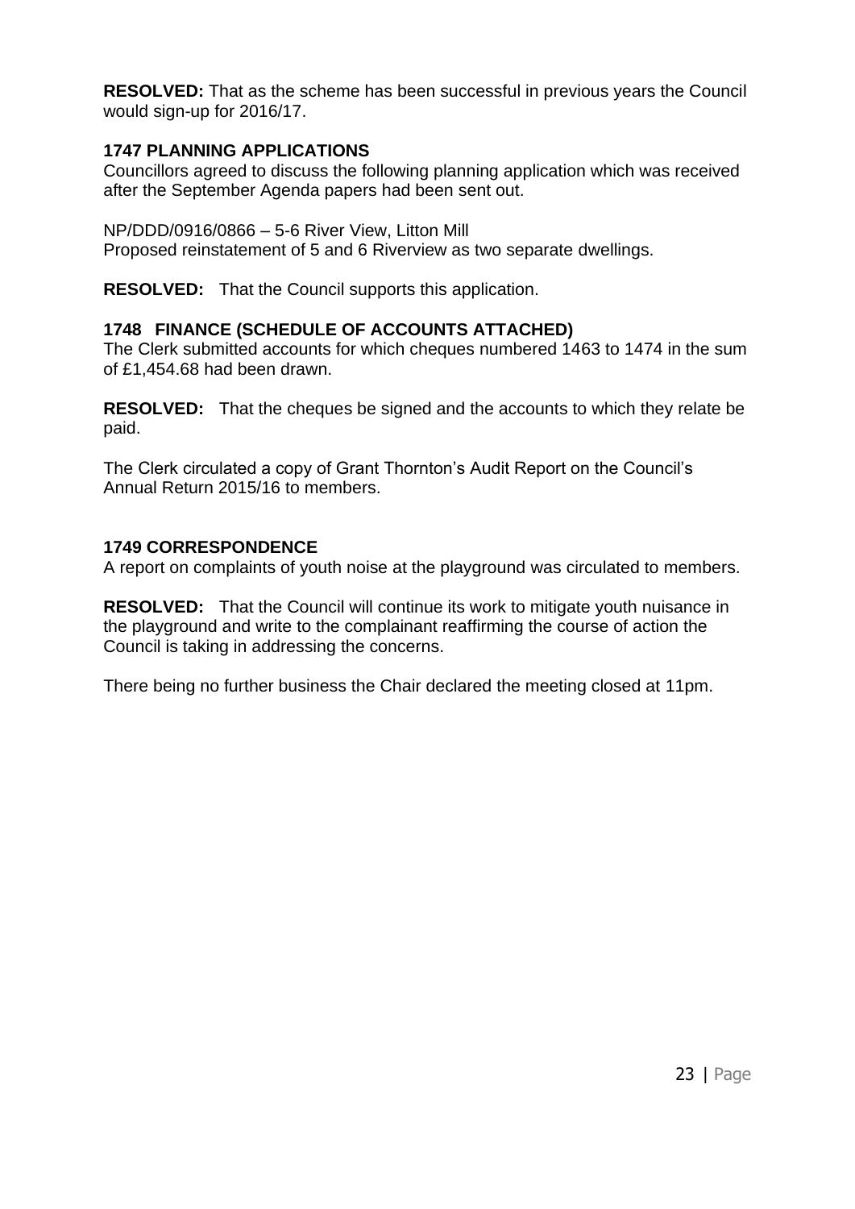**RESOLVED:** That as the scheme has been successful in previous years the Council would sign-up for 2016/17.

**1747 PLANNING APPLICATIONS**

Councillors agreed to discuss the following planning application which was received after the September Agenda papers had been sent out.

NP/DDD/0916/0866 – 5-6 River View, Litton Mill
Proposed reinstatement of 5 and 6 Riverview as two separate dwellings.

**RESOLVED:** That the Council supports this application.

**1748 FINANCE (SCHEDULE OF ACCOUNTS ATTACHED)**

The Clerk submitted accounts for which cheques numbered 1463 to 1474 in the sum of £1,454.68 had been drawn.

**RESOLVED:** That the cheques be signed and the accounts to which they relate be paid.

The Clerk circulated a copy of Grant Thornton's Audit Report on the Council's Annual Return 2015/16 to members.

**1749 CORRESPONDENCE**

A report on complaints of youth noise at the playground was circulated to members.

**RESOLVED:** That the Council will continue its work to mitigate youth nuisance in the playground and write to the complainant reaffirming the course of action the Council is taking in addressing the concerns.

There being no further business the Chair declared the meeting closed at 11pm.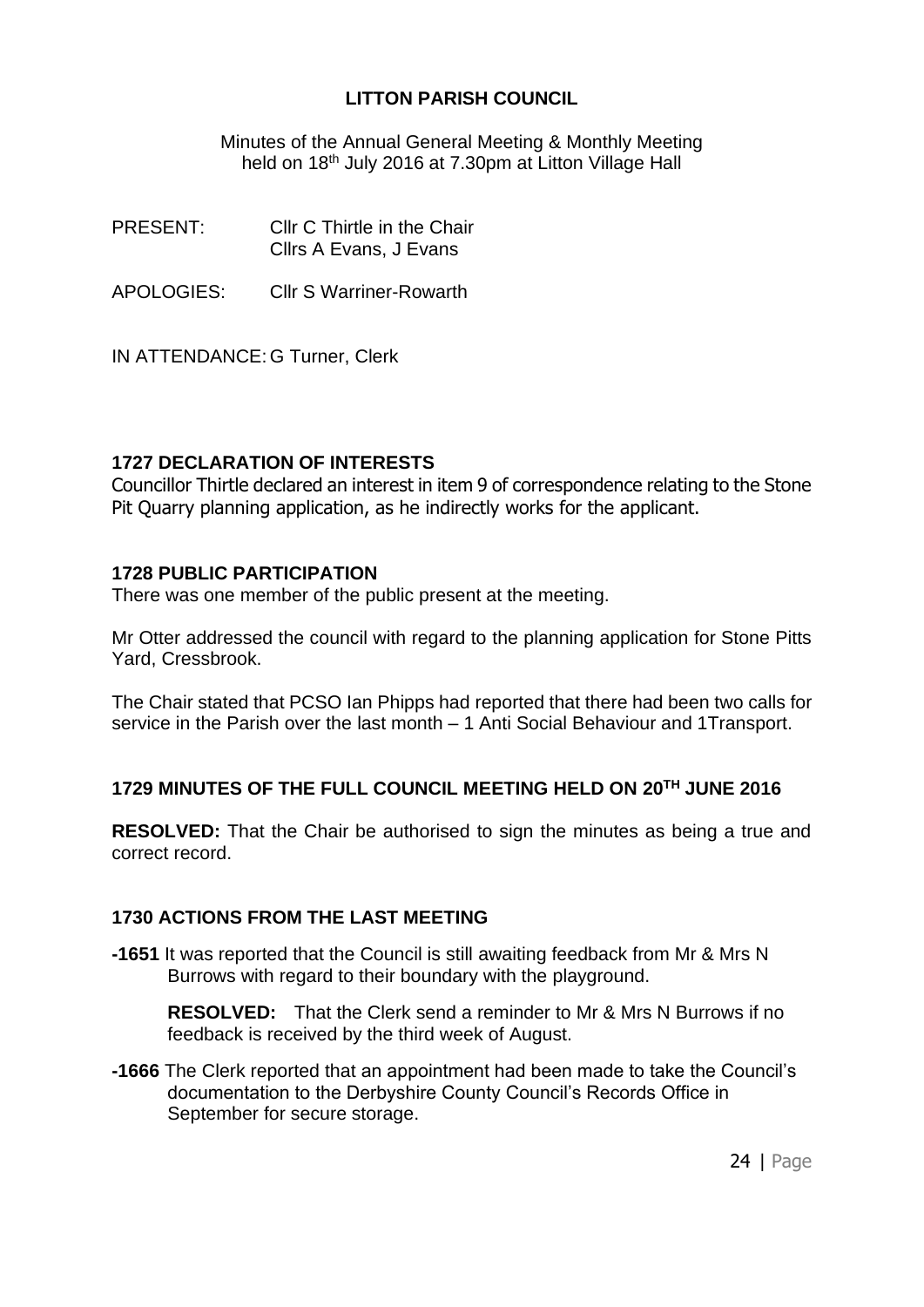**LITTON PARISH COUNCIL**

Minutes of the Annual General Meeting & Monthly Meeting held on 18th July 2016 at 7.30pm at Litton Village Hall

PRESENT: Cllr C Thirtle in the Chair
Cllrs A Evans, J Evans

APOLOGIES: Cllr S Warriner-Rowarth

IN ATTENDANCE: G Turner, Clerk

**1727 DECLARATION OF INTERESTS**

Councillor Thirtle declared an interest in item 9 of correspondence relating to the Stone Pit Quarry planning application, as he indirectly works for the applicant.

**1728 PUBLIC PARTICIPATION**

There was one member of the public present at the meeting.

Mr Otter addressed the council with regard to the planning application for Stone Pitts Yard, Cressbrook.

The Chair stated that PCSO Ian Phipps had reported that there had been two calls for service in the Parish over the last month – 1 Anti Social Behaviour and 1Transport.

**1729 MINUTES OF THE FULL COUNCIL MEETING HELD ON 20TH JUNE 2016**

**RESOLVED:** That the Chair be authorised to sign the minutes as being a true and correct record.

**1730 ACTIONS FROM THE LAST MEETING**

**-1651** It was reported that the Council is still awaiting feedback from Mr & Mrs N Burrows with regard to their boundary with the playground.

**RESOLVED:** That the Clerk send a reminder to Mr & Mrs N Burrows if no feedback is received by the third week of August.

**-1666** The Clerk reported that an appointment had been made to take the Council's documentation to the Derbyshire County Council's Records Office in September for secure storage.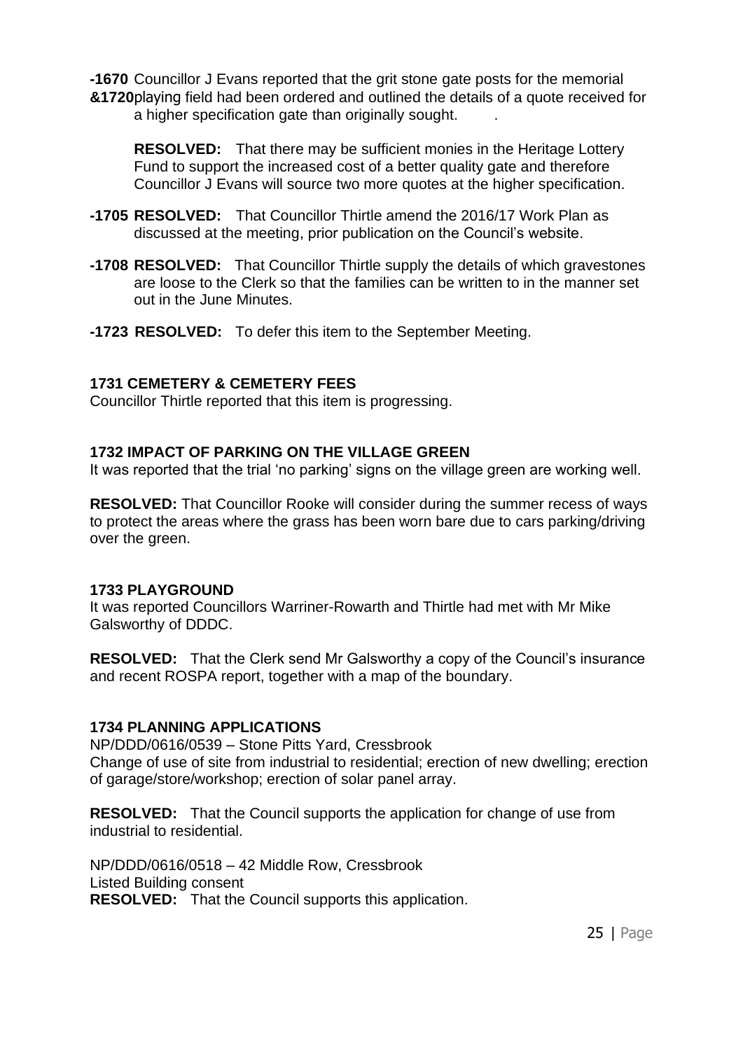**-1670 &1720** Councillor J Evans reported that the grit stone gate posts for the memorial playing field had been ordered and outlined the details of a quote received for a higher specification gate than originally sought.

**RESOLVED:** That there may be sufficient monies in the Heritage Lottery Fund to support the increased cost of a better quality gate and therefore Councillor J Evans will source two more quotes at the higher specification.

**-1705 RESOLVED:** That Councillor Thirtle amend the 2016/17 Work Plan as discussed at the meeting, prior publication on the Council's website.

**-1708 RESOLVED:** That Councillor Thirtle supply the details of which gravestones are loose to the Clerk so that the families can be written to in the manner set out in the June Minutes.

**-1723 RESOLVED:** To defer this item to the September Meeting.

**1731 CEMETERY & CEMETERY FEES**

Councillor Thirtle reported that this item is progressing.

**1732 IMPACT OF PARKING ON THE VILLAGE GREEN**

It was reported that the trial 'no parking' signs on the village green are working well.

**RESOLVED:** That Councillor Rooke will consider during the summer recess of ways to protect the areas where the grass has been worn bare due to cars parking/driving over the green.

**1733 PLAYGROUND**

It was reported Councillors Warriner-Rowarth and Thirtle had met with Mr Mike Galsworthy of DDDC.

**RESOLVED:** That the Clerk send Mr Galsworthy a copy of the Council's insurance and recent ROSPA report, together with a map of the boundary.

**1734 PLANNING APPLICATIONS**

NP/DDD/0616/0539 – Stone Pitts Yard, Cressbrook
Change of use of site from industrial to residential; erection of new dwelling; erection of garage/store/workshop; erection of solar panel array.

**RESOLVED:** That the Council supports the application for change of use from industrial to residential.

NP/DDD/0616/0518 – 42 Middle Row, Cressbrook
Listed Building consent
**RESOLVED:** That the Council supports this application.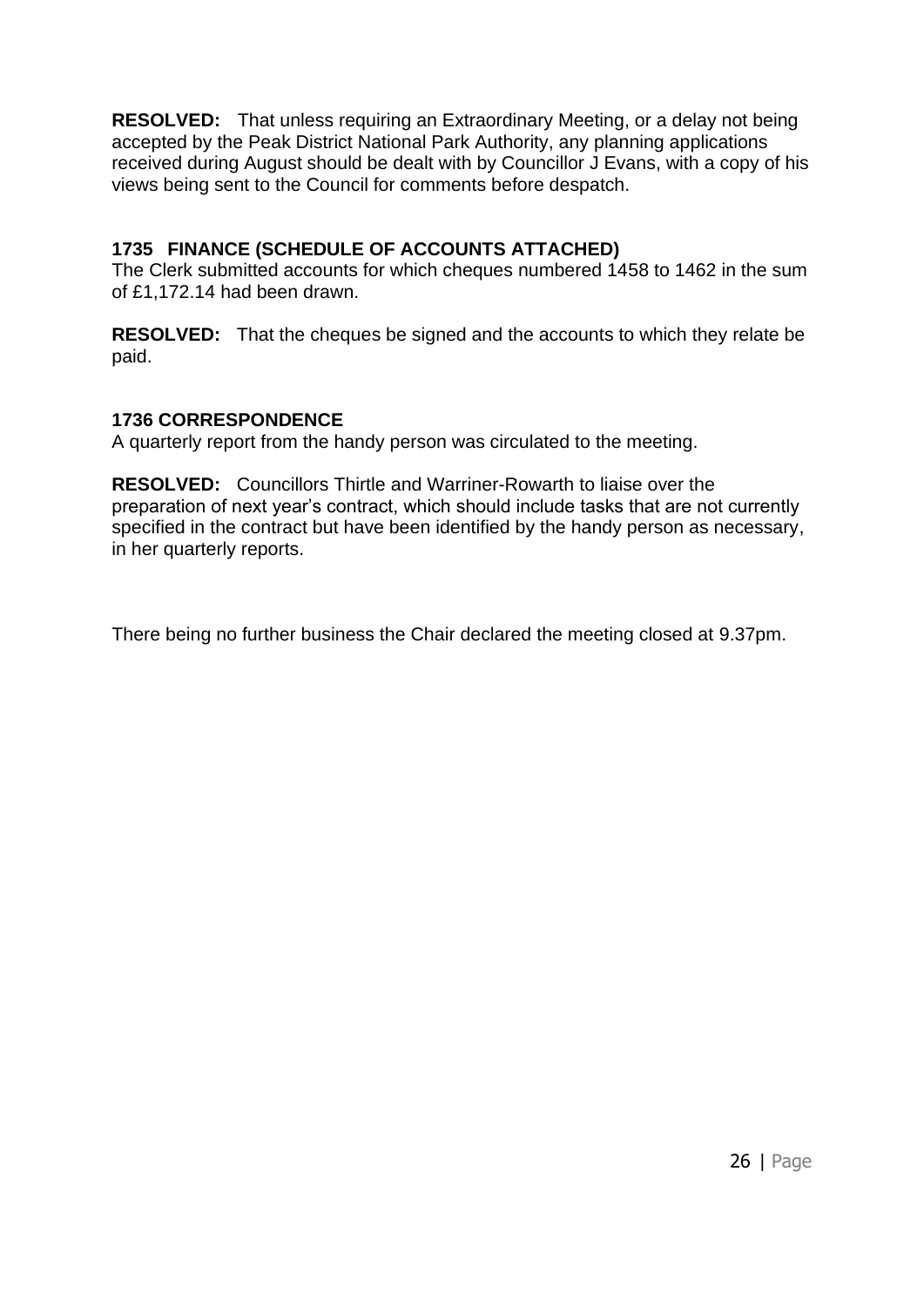**RESOLVED:** That unless requiring an Extraordinary Meeting, or a delay not being accepted by the Peak District National Park Authority, any planning applications received during August should be dealt with by Councillor J Evans, with a copy of his views being sent to the Council for comments before despatch.

**1735 FINANCE (SCHEDULE OF ACCOUNTS ATTACHED)**

The Clerk submitted accounts for which cheques numbered 1458 to 1462 in the sum of £1,172.14 had been drawn.

**RESOLVED:** That the cheques be signed and the accounts to which they relate be paid.

**1736 CORRESPONDENCE**

A quarterly report from the handy person was circulated to the meeting.

**RESOLVED:** Councillors Thirtle and Warriner-Rowarth to liaise over the preparation of next year's contract, which should include tasks that are not currently specified in the contract but have been identified by the handy person as necessary, in her quarterly reports.

There being no further business the Chair declared the meeting closed at 9.37pm.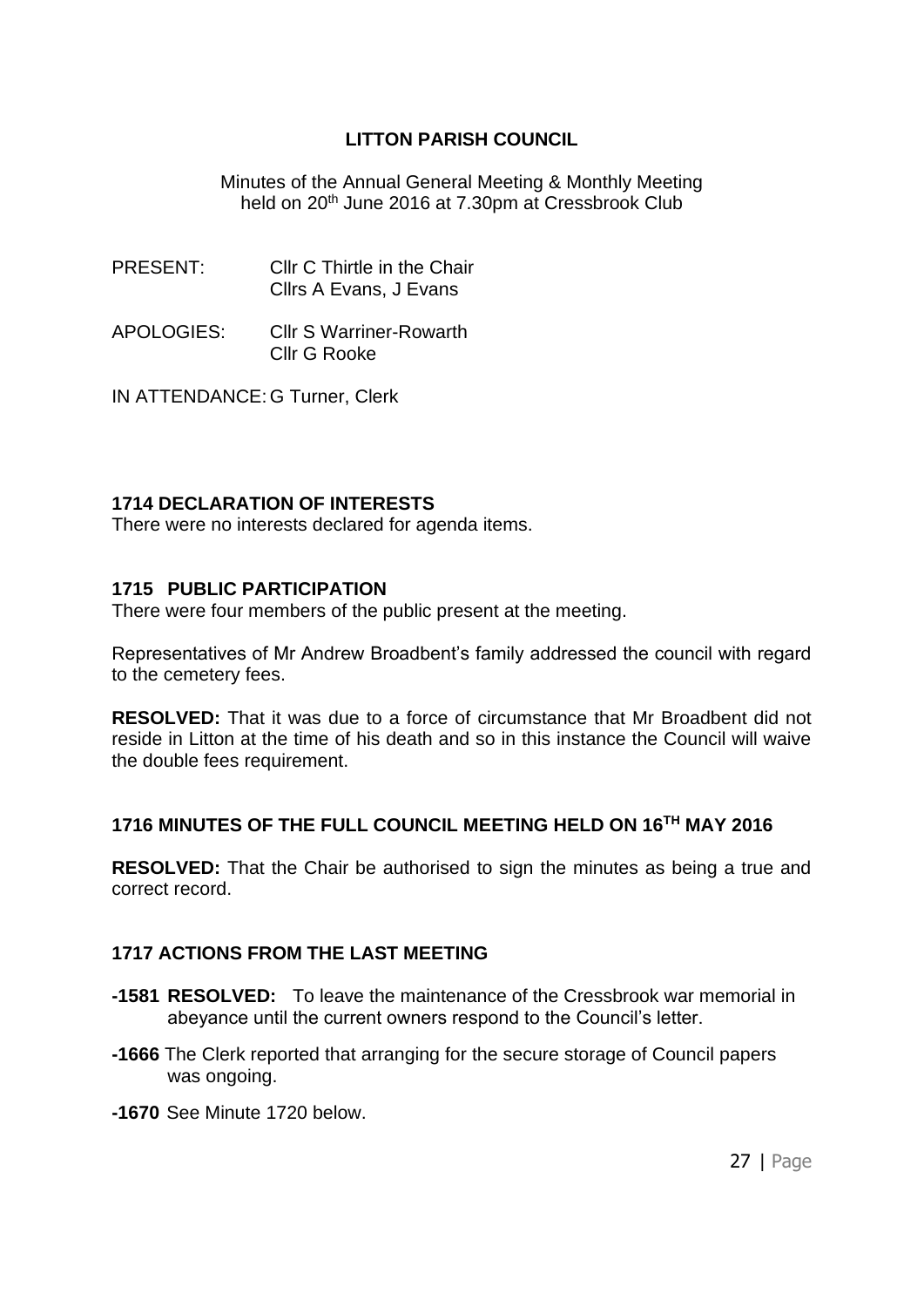# LITTON PARISH COUNCIL

Minutes of the Annual General Meeting & Monthly Meeting held on 20th June 2016 at 7.30pm at Cressbrook Club

PRESENT: Cllr C Thirtle in the Chair
Cllrs A Evans, J Evans

APOLOGIES: Cllr S Warriner-Rowarth
Cllr G Rooke

IN ATTENDANCE: G Turner, Clerk

**1714 DECLARATION OF INTERESTS**

There were no interests declared for agenda items.

**1715 PUBLIC PARTICIPATION**

There were four members of the public present at the meeting.

Representatives of Mr Andrew Broadbent's family addressed the council with regard to the cemetery fees.

**RESOLVED:** That it was due to a force of circumstance that Mr Broadbent did not reside in Litton at the time of his death and so in this instance the Council will waive the double fees requirement.

**1716 MINUTES OF THE FULL COUNCIL MEETING HELD ON 16TH MAY 2016**

**RESOLVED:** That the Chair be authorised to sign the minutes as being a true and correct record.

**1717 ACTIONS FROM THE LAST MEETING**

**-1581 RESOLVED:** To leave the maintenance of the Cressbrook war memorial in abeyance until the current owners respond to the Council's letter.

**-1666** The Clerk reported that arranging for the secure storage of Council papers was ongoing.

**-1670** See Minute 1720 below.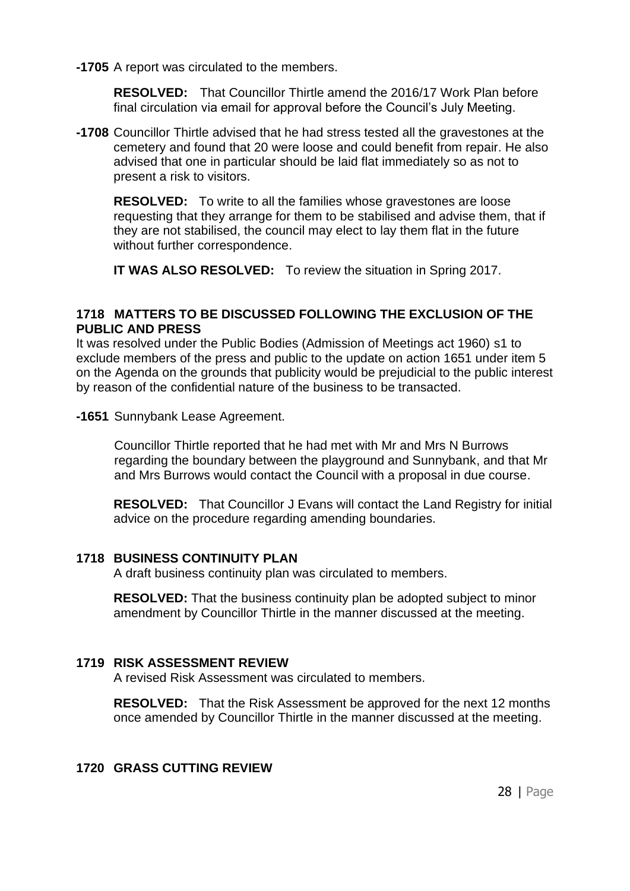**-1705** A report was circulated to the members.

**RESOLVED:** That Councillor Thirtle amend the 2016/17 Work Plan before final circulation via email for approval before the Council's July Meeting.

**-1708** Councillor Thirtle advised that he had stress tested all the gravestones at the cemetery and found that 20 were loose and could benefit from repair. He also advised that one in particular should be laid flat immediately so as not to present a risk to visitors.

**RESOLVED:** To write to all the families whose gravestones are loose requesting that they arrange for them to be stabilised and advise them, that if they are not stabilised, the council may elect to lay them flat in the future without further correspondence.

**IT WAS ALSO RESOLVED:** To review the situation in Spring 2017.

**1718 MATTERS TO BE DISCUSSED FOLLOWING THE EXCLUSION OF THE PUBLIC AND PRESS**

It was resolved under the Public Bodies (Admission of Meetings act 1960) s1 to exclude members of the press and public to the update on action 1651 under item 5 on the Agenda on the grounds that publicity would be prejudicial to the public interest by reason of the confidential nature of the business to be transacted.

**-1651** Sunnybank Lease Agreement.

Councillor Thirtle reported that he had met with Mr and Mrs N Burrows regarding the boundary between the playground and Sunnybank, and that Mr and Mrs Burrows would contact the Council with a proposal in due course.

**RESOLVED:** That Councillor J Evans will contact the Land Registry for initial advice on the procedure regarding amending boundaries.

**1718 BUSINESS CONTINUITY PLAN**

A draft business continuity plan was circulated to members.

**RESOLVED:** That the business continuity plan be adopted subject to minor amendment by Councillor Thirtle in the manner discussed at the meeting.

**1719 RISK ASSESSMENT REVIEW**

A revised Risk Assessment was circulated to members.

**RESOLVED:** That the Risk Assessment be approved for the next 12 months once amended by Councillor Thirtle in the manner discussed at the meeting.

**1720 GRASS CUTTING REVIEW**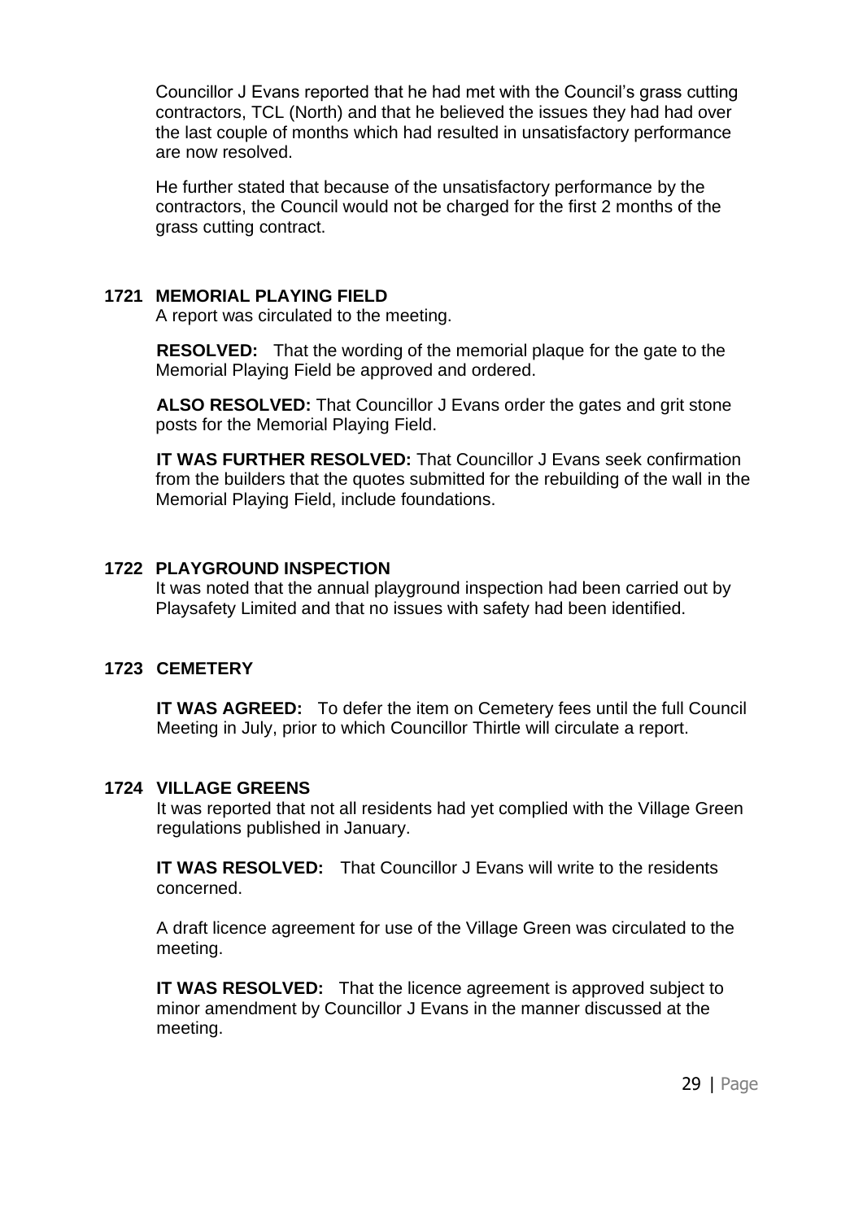Councillor J Evans reported that he had met with the Council's grass cutting contractors, TCL (North) and that he believed the issues they had had over the last couple of months which had resulted in unsatisfactory performance are now resolved.

He further stated that because of the unsatisfactory performance by the contractors, the Council would not be charged for the first 2 months of the grass cutting contract.

## 1721 MEMORIAL PLAYING FIELD

A report was circulated to the meeting.

**RESOLVED:** That the wording of the memorial plaque for the gate to the Memorial Playing Field be approved and ordered.

**ALSO RESOLVED:** That Councillor J Evans order the gates and grit stone posts for the Memorial Playing Field.

**IT WAS FURTHER RESOLVED:** That Councillor J Evans seek confirmation from the builders that the quotes submitted for the rebuilding of the wall in the Memorial Playing Field, include foundations.

## 1722 PLAYGROUND INSPECTION

It was noted that the annual playground inspection had been carried out by Playsafety Limited and that no issues with safety had been identified.

## 1723 CEMETERY

**IT WAS AGREED:** To defer the item on Cemetery fees until the full Council Meeting in July, prior to which Councillor Thirtle will circulate a report.

## 1724 VILLAGE GREENS

It was reported that not all residents had yet complied with the Village Green regulations published in January.

**IT WAS RESOLVED:** That Councillor J Evans will write to the residents concerned.

A draft licence agreement for use of the Village Green was circulated to the meeting.

**IT WAS RESOLVED:** That the licence agreement is approved subject to minor amendment by Councillor J Evans in the manner discussed at the meeting.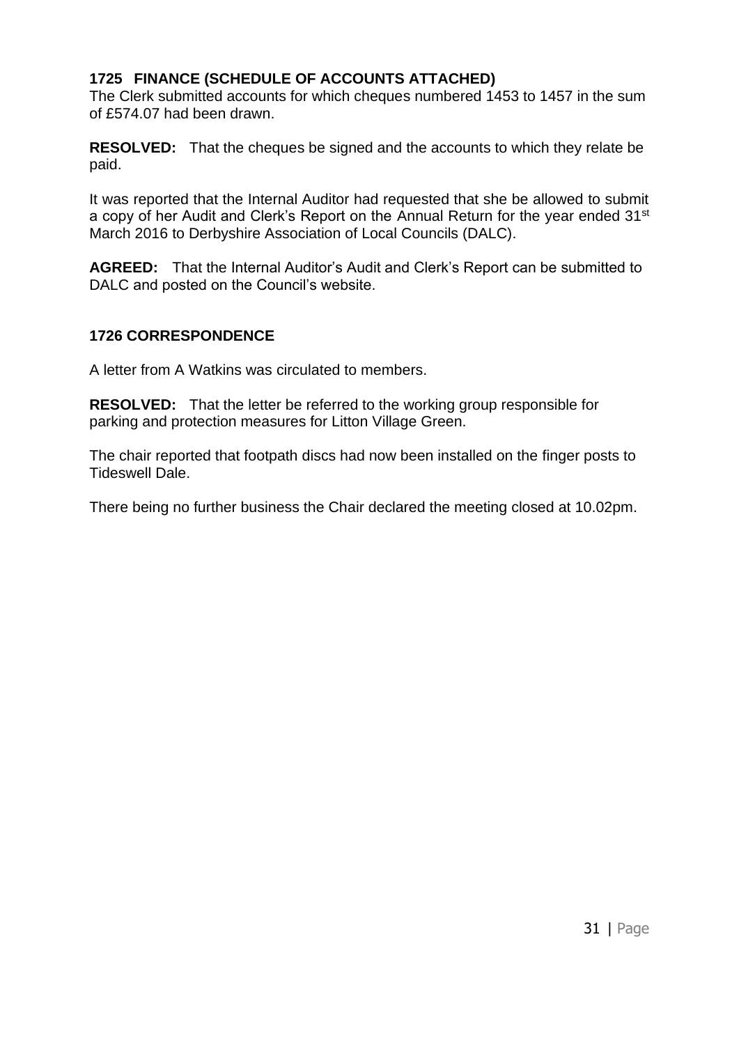### 1725 FINANCE (SCHEDULE OF ACCOUNTS ATTACHED)

The Clerk submitted accounts for which cheques numbered 1453 to 1457 in the sum of £574.07 had been drawn.

**RESOLVED:** That the cheques be signed and the accounts to which they relate be paid.

It was reported that the Internal Auditor had requested that she be allowed to submit a copy of her Audit and Clerk's Report on the Annual Return for the year ended 31st March 2016 to Derbyshire Association of Local Councils (DALC).

**AGREED:** That the Internal Auditor's Audit and Clerk's Report can be submitted to DALC and posted on the Council's website.

### 1726 CORRESPONDENCE

A letter from A Watkins was circulated to members.

**RESOLVED:** That the letter be referred to the working group responsible for parking and protection measures for Litton Village Green.

The chair reported that footpath discs had now been installed on the finger posts to Tideswell Dale.

There being no further business the Chair declared the meeting closed at 10.02pm.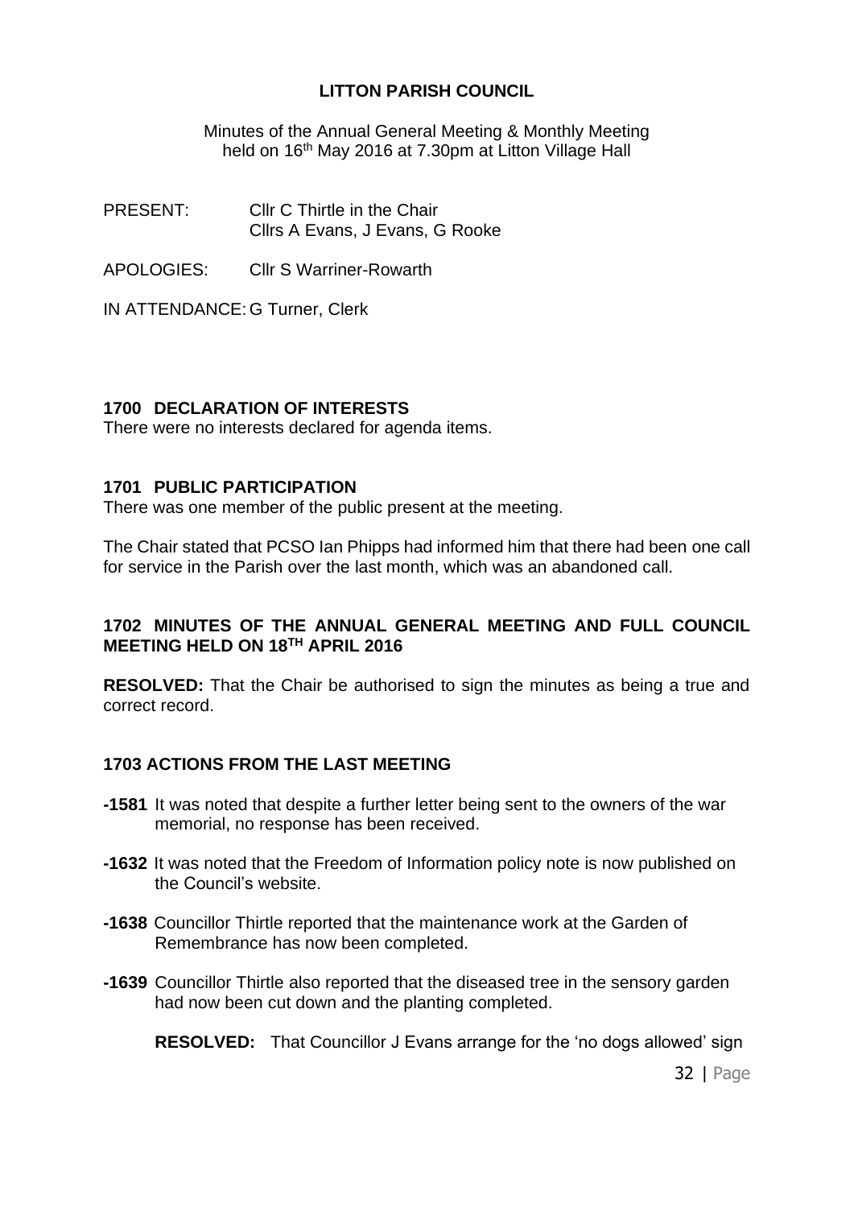**LITTON PARISH COUNCIL**

Minutes of the Annual General Meeting & Monthly Meeting held on 16th May 2016 at 7.30pm at Litton Village Hall

PRESENT: Cllr C Thirtle in the Chair
Cllrs A Evans, J Evans, G Rooke

APOLOGIES: Cllr S Warriner-Rowarth

IN ATTENDANCE: G Turner, Clerk

**1700 DECLARATION OF INTERESTS**

There were no interests declared for agenda items.

**1701 PUBLIC PARTICIPATION**

There was one member of the public present at the meeting.

The Chair stated that PCSO Ian Phipps had informed him that there had been one call for service in the Parish over the last month, which was an abandoned call.

**1702 MINUTES OF THE ANNUAL GENERAL MEETING AND FULL COUNCIL MEETING HELD ON 18TH APRIL 2016**

**RESOLVED:** That the Chair be authorised to sign the minutes as being a true and correct record.

**1703 ACTIONS FROM THE LAST MEETING**

**-1581** It was noted that despite a further letter being sent to the owners of the war memorial, no response has been received.

**-1632** It was noted that the Freedom of Information policy note is now published on the Council's website.

**-1638** Councillor Thirtle reported that the maintenance work at the Garden of Remembrance has now been completed.

**-1639** Councillor Thirtle also reported that the diseased tree in the sensory garden had now been cut down and the planting completed.

**RESOLVED:** That Councillor J Evans arrange for the 'no dogs allowed' sign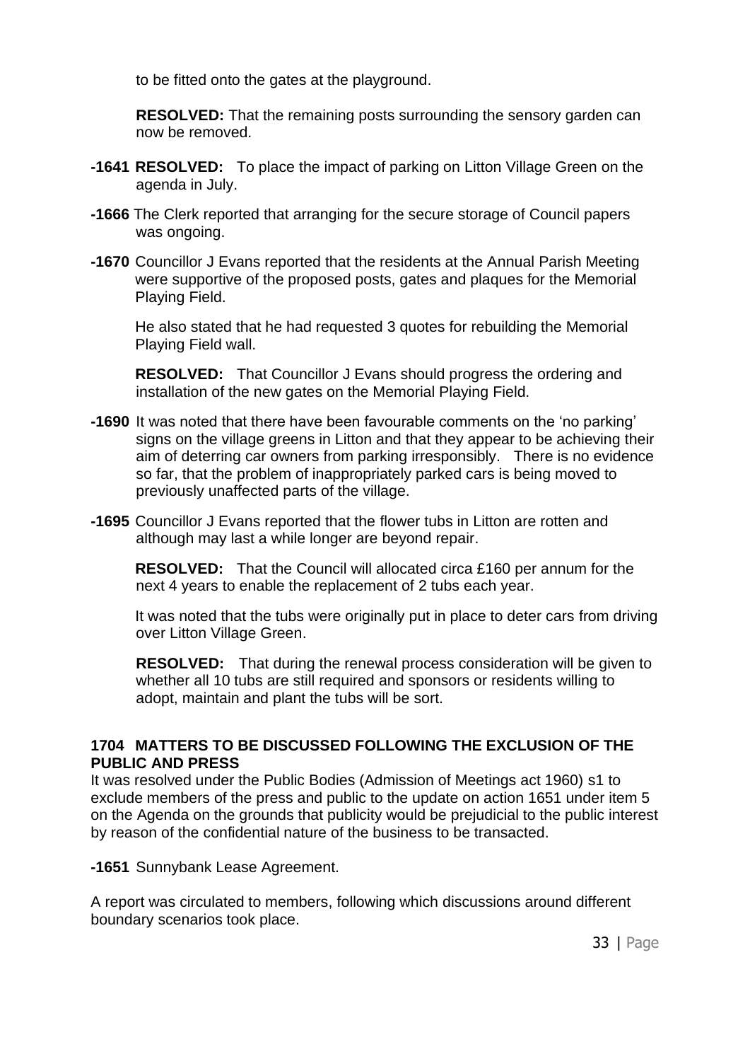to be fitted onto the gates at the playground.

**RESOLVED:** That the remaining posts surrounding the sensory garden can now be removed.

**-1641 RESOLVED:** To place the impact of parking on Litton Village Green on the agenda in July.

**-1666** The Clerk reported that arranging for the secure storage of Council papers was ongoing.

**-1670** Councillor J Evans reported that the residents at the Annual Parish Meeting were supportive of the proposed posts, gates and plaques for the Memorial Playing Field.

He also stated that he had requested 3 quotes for rebuilding the Memorial Playing Field wall.

**RESOLVED:** That Councillor J Evans should progress the ordering and installation of the new gates on the Memorial Playing Field.

**-1690** It was noted that there have been favourable comments on the 'no parking' signs on the village greens in Litton and that they appear to be achieving their aim of deterring car owners from parking irresponsibly. There is no evidence so far, that the problem of inappropriately parked cars is being moved to previously unaffected parts of the village.

**-1695** Councillor J Evans reported that the flower tubs in Litton are rotten and although may last a while longer are beyond repair.

**RESOLVED:** That the Council will allocated circa £160 per annum for the next 4 years to enable the replacement of 2 tubs each year.

It was noted that the tubs were originally put in place to deter cars from driving over Litton Village Green.

**RESOLVED:** That during the renewal process consideration will be given to whether all 10 tubs are still required and sponsors or residents willing to adopt, maintain and plant the tubs will be sort.

## 1704 MATTERS TO BE DISCUSSED FOLLOWING THE EXCLUSION OF THE PUBLIC AND PRESS

It was resolved under the Public Bodies (Admission of Meetings act 1960) s1 to exclude members of the press and public to the update on action 1651 under item 5 on the Agenda on the grounds that publicity would be prejudicial to the public interest by reason of the confidential nature of the business to be transacted.

**-1651** Sunnybank Lease Agreement.

A report was circulated to members, following which discussions around different boundary scenarios took place.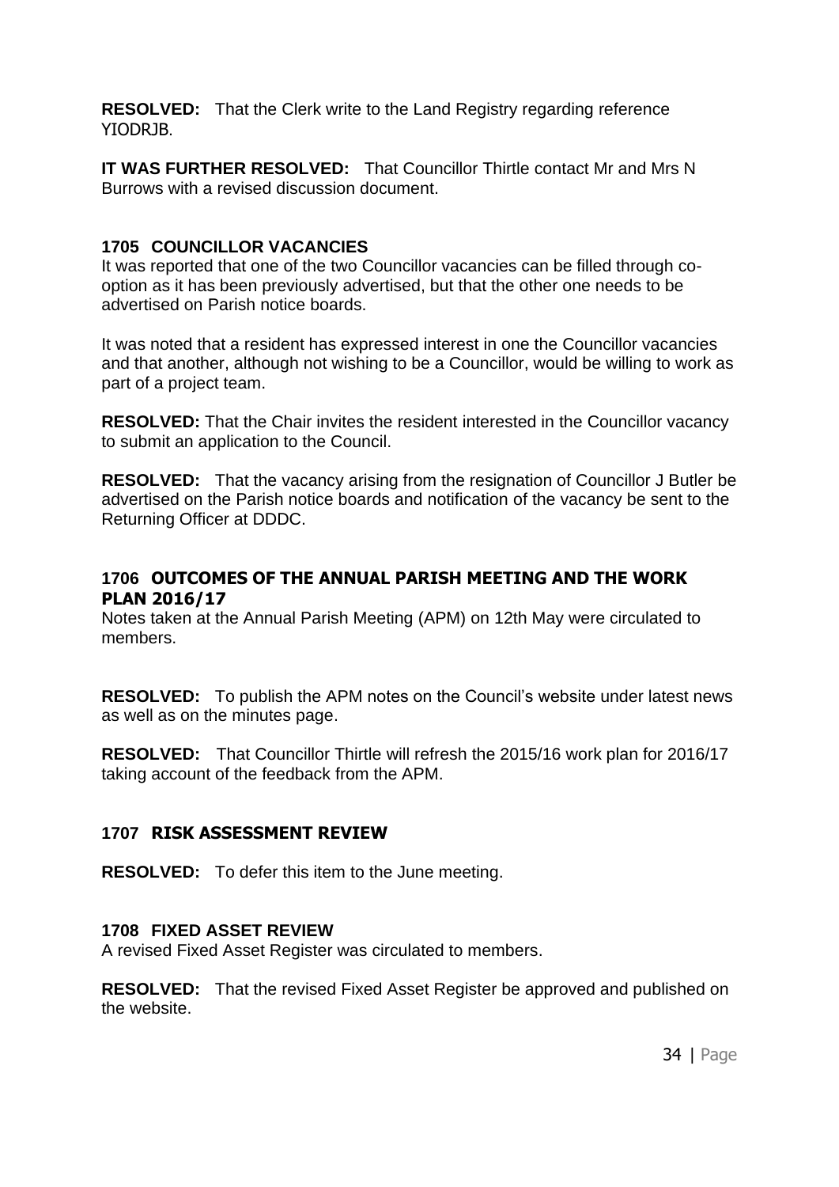**RESOLVED:** That the Clerk write to the Land Registry regarding reference YIODRJB.

**IT WAS FURTHER RESOLVED:** That Councillor Thirtle contact Mr and Mrs N Burrows with a revised discussion document.

### 1705 COUNCILLOR VACANCIES

It was reported that one of the two Councillor vacancies can be filled through co-option as it has been previously advertised, but that the other one needs to be advertised on Parish notice boards.

It was noted that a resident has expressed interest in one the Councillor vacancies and that another, although not wishing to be a Councillor, would be willing to work as part of a project team.

**RESOLVED:** That the Chair invites the resident interested in the Councillor vacancy to submit an application to the Council.

**RESOLVED:** That the vacancy arising from the resignation of Councillor J Butler be advertised on the Parish notice boards and notification of the vacancy be sent to the Returning Officer at DDDC.

### 1706 OUTCOMES OF THE ANNUAL PARISH MEETING AND THE WORK PLAN 2016/17

Notes taken at the Annual Parish Meeting (APM) on 12th May were circulated to members.

**RESOLVED:** To publish the APM notes on the Council's website under latest news as well as on the minutes page.

**RESOLVED:** That Councillor Thirtle will refresh the 2015/16 work plan for 2016/17 taking account of the feedback from the APM.

### 1707 RISK ASSESSMENT REVIEW

**RESOLVED:** To defer this item to the June meeting.

### 1708 FIXED ASSET REVIEW

A revised Fixed Asset Register was circulated to members.

**RESOLVED:** That the revised Fixed Asset Register be approved and published on the website.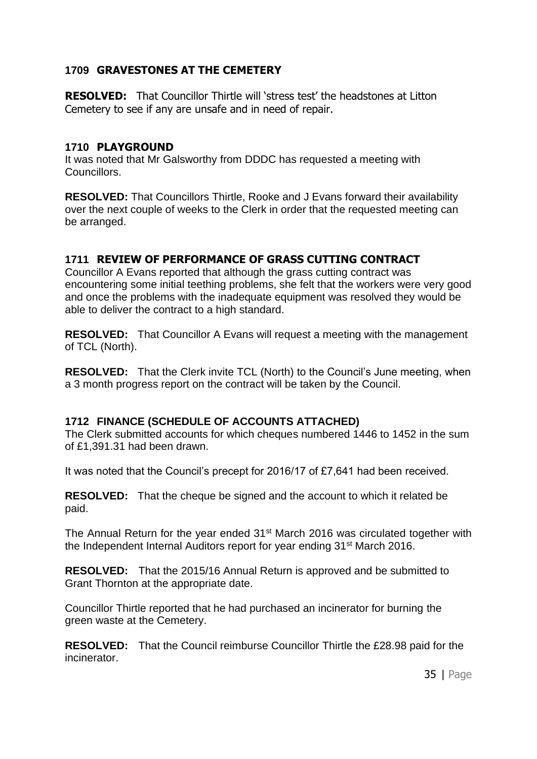### 1709 GRAVESTONES AT THE CEMETERY

**RESOLVED:** That Councillor Thirtle will 'stress test' the headstones at Litton Cemetery to see if any are unsafe and in need of repair.

### 1710 PLAYGROUND

It was noted that Mr Galsworthy from DDDC has requested a meeting with Councillors.

**RESOLVED:** That Councillors Thirtle, Rooke and J Evans forward their availability over the next couple of weeks to the Clerk in order that the requested meeting can be arranged.

### 1711 REVIEW OF PERFORMANCE OF GRASS CUTTING CONTRACT

Councillor A Evans reported that although the grass cutting contract was encountering some initial teething problems, she felt that the workers were very good and once the problems with the inadequate equipment was resolved they would be able to deliver the contract to a high standard.

**RESOLVED:** That Councillor A Evans will request a meeting with the management of TCL (North).

**RESOLVED:** That the Clerk invite TCL (North) to the Council's June meeting, when a 3 month progress report on the contract will be taken by the Council.

### 1712 FINANCE (SCHEDULE OF ACCOUNTS ATTACHED)

The Clerk submitted accounts for which cheques numbered 1446 to 1452 in the sum of £1,391.31 had been drawn.

It was noted that the Council's precept for 2016/17 of £7,641 had been received.

**RESOLVED:** That the cheque be signed and the account to which it related be paid.

The Annual Return for the year ended 31st March 2016 was circulated together with the Independent Internal Auditors report for year ending 31st March 2016.

**RESOLVED:** That the 2015/16 Annual Return is approved and be submitted to Grant Thornton at the appropriate date.

Councillor Thirtle reported that he had purchased an incinerator for burning the green waste at the Cemetery.

**RESOLVED:** That the Council reimburse Councillor Thirtle the £28.98 paid for the incinerator.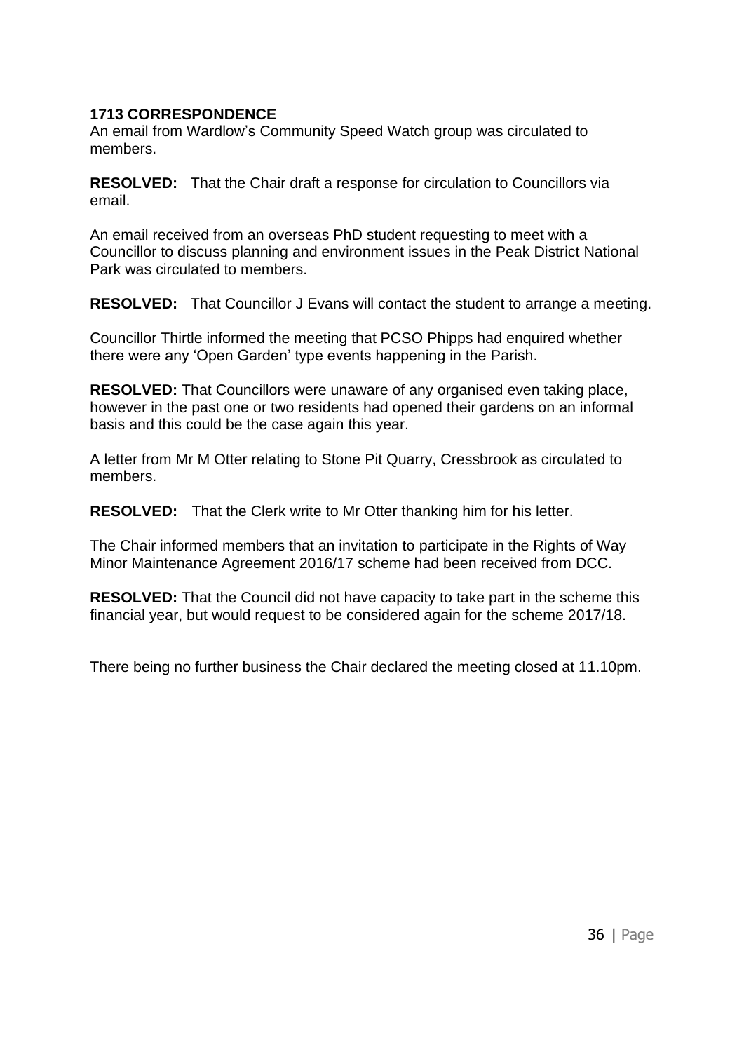**1713 CORRESPONDENCE**
An email from Wardlow's Community Speed Watch group was circulated to members.

**RESOLVED:** That the Chair draft a response for circulation to Councillors via email.

An email received from an overseas PhD student requesting to meet with a Councillor to discuss planning and environment issues in the Peak District National Park was circulated to members.

**RESOLVED:** That Councillor J Evans will contact the student to arrange a meeting.

Councillor Thirtle informed the meeting that PCSO Phipps had enquired whether there were any 'Open Garden' type events happening in the Parish.

**RESOLVED:** That Councillors were unaware of any organised even taking place, however in the past one or two residents had opened their gardens on an informal basis and this could be the case again this year.

A letter from Mr M Otter relating to Stone Pit Quarry, Cressbrook as circulated to members.

**RESOLVED:** That the Clerk write to Mr Otter thanking him for his letter.

The Chair informed members that an invitation to participate in the Rights of Way Minor Maintenance Agreement 2016/17 scheme had been received from DCC.

**RESOLVED:** That the Council did not have capacity to take part in the scheme this financial year, but would request to be considered again for the scheme 2017/18.

There being no further business the Chair declared the meeting closed at 11.10pm.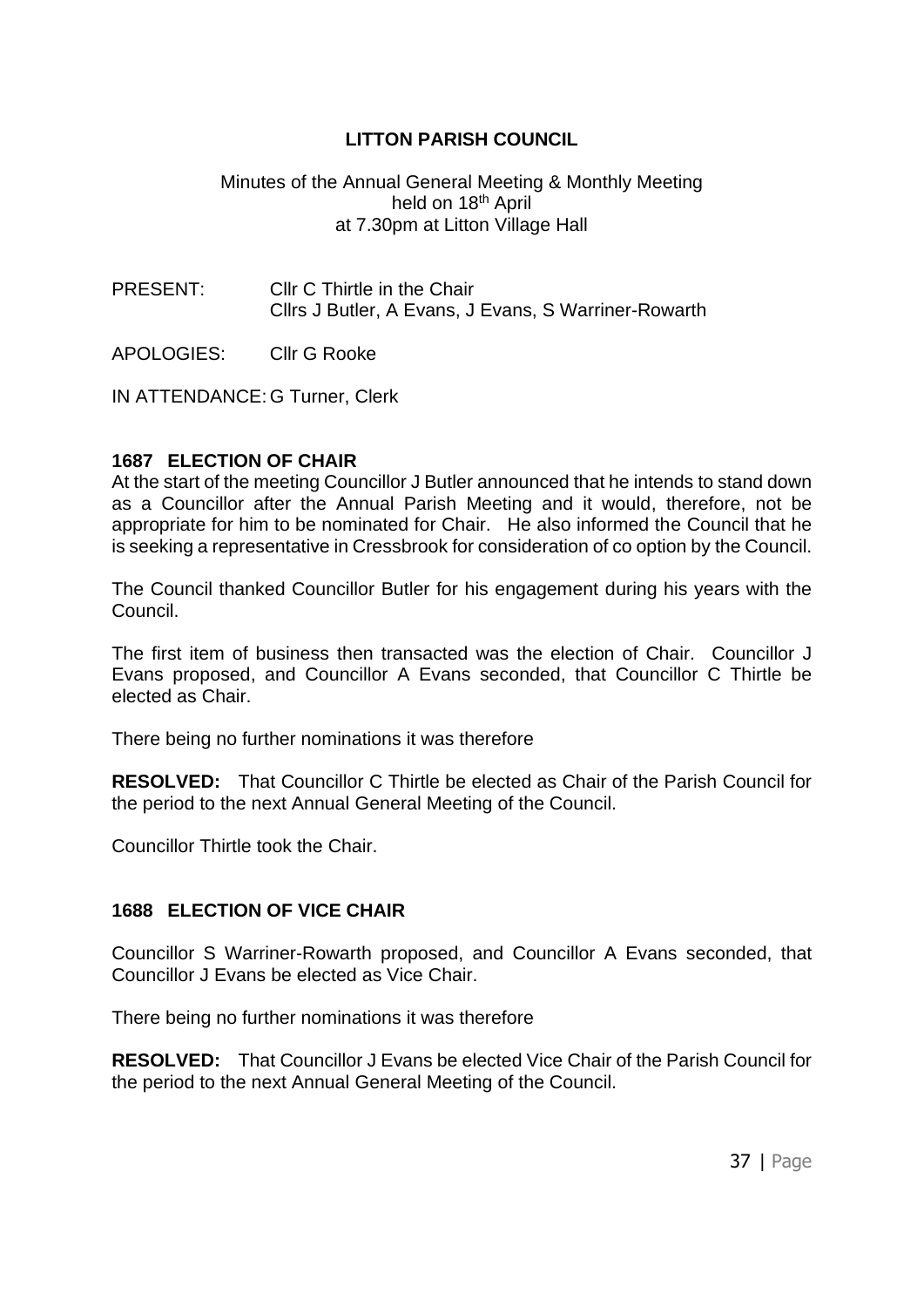# LITTON PARISH COUNCIL

Minutes of the Annual General Meeting & Monthly Meeting
held on 18th April
at 7.30pm at Litton Village Hall

PRESENT: Cllr C Thirtle in the Chair
Cllrs J Butler, A Evans, J Evans, S Warriner-Rowarth

APOLOGIES: Cllr G Rooke

IN ATTENDANCE: G Turner, Clerk

### 1687 ELECTION OF CHAIR

At the start of the meeting Councillor J Butler announced that he intends to stand down as a Councillor after the Annual Parish Meeting and it would, therefore, not be appropriate for him to be nominated for Chair. He also informed the Council that he is seeking a representative in Cressbrook for consideration of co option by the Council.

The Council thanked Councillor Butler for his engagement during his years with the Council.

The first item of business then transacted was the election of Chair. Councillor J Evans proposed, and Councillor A Evans seconded, that Councillor C Thirtle be elected as Chair.

There being no further nominations it was therefore

**RESOLVED:** That Councillor C Thirtle be elected as Chair of the Parish Council for the period to the next Annual General Meeting of the Council.

Councillor Thirtle took the Chair.

### 1688 ELECTION OF VICE CHAIR

Councillor S Warriner-Rowarth proposed, and Councillor A Evans seconded, that Councillor J Evans be elected as Vice Chair.

There being no further nominations it was therefore

**RESOLVED:** That Councillor J Evans be elected Vice Chair of the Parish Council for the period to the next Annual General Meeting of the Council.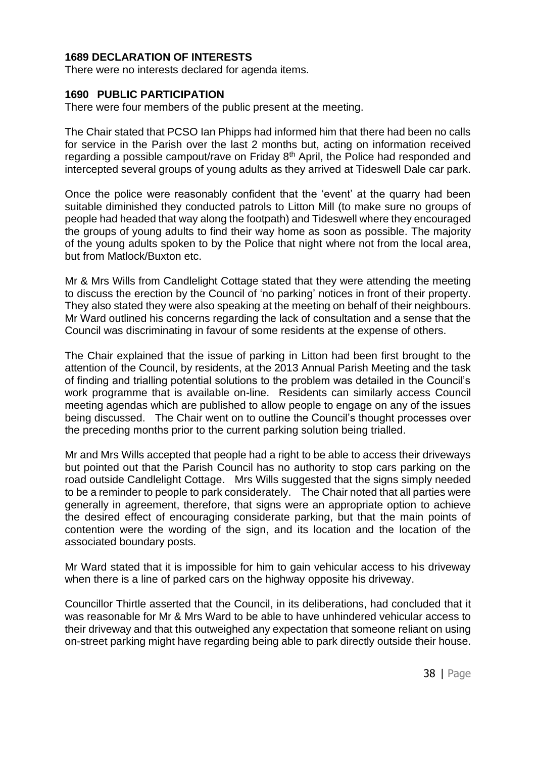**1689 DECLARATION OF INTERESTS**

There were no interests declared for agenda items.

**1690 PUBLIC PARTICIPATION**

There were four members of the public present at the meeting.

The Chair stated that PCSO Ian Phipps had informed him that there had been no calls for service in the Parish over the last 2 months but, acting on information received regarding a possible campout/rave on Friday 8th April, the Police had responded and intercepted several groups of young adults as they arrived at Tideswell Dale car park.

Once the police were reasonably confident that the 'event' at the quarry had been suitable diminished they conducted patrols to Litton Mill (to make sure no groups of people had headed that way along the footpath) and Tideswell where they encouraged the groups of young adults to find their way home as soon as possible. The majority of the young adults spoken to by the Police that night where not from the local area, but from Matlock/Buxton etc.

Mr & Mrs Wills from Candlelight Cottage stated that they were attending the meeting to discuss the erection by the Council of 'no parking' notices in front of their property. They also stated they were also speaking at the meeting on behalf of their neighbours. Mr Ward outlined his concerns regarding the lack of consultation and a sense that the Council was discriminating in favour of some residents at the expense of others.

The Chair explained that the issue of parking in Litton had been first brought to the attention of the Council, by residents, at the 2013 Annual Parish Meeting and the task of finding and trialling potential solutions to the problem was detailed in the Council's work programme that is available on-line. Residents can similarly access Council meeting agendas which are published to allow people to engage on any of the issues being discussed. The Chair went on to outline the Council's thought processes over the preceding months prior to the current parking solution being trialled.

Mr and Mrs Wills accepted that people had a right to be able to access their driveways but pointed out that the Parish Council has no authority to stop cars parking on the road outside Candlelight Cottage. Mrs Wills suggested that the signs simply needed to be a reminder to people to park considerately. The Chair noted that all parties were generally in agreement, therefore, that signs were an appropriate option to achieve the desired effect of encouraging considerate parking, but that the main points of contention were the wording of the sign, and its location and the location of the associated boundary posts.

Mr Ward stated that it is impossible for him to gain vehicular access to his driveway when there is a line of parked cars on the highway opposite his driveway.

Councillor Thirtle asserted that the Council, in its deliberations, had concluded that it was reasonable for Mr & Mrs Ward to be able to have unhindered vehicular access to their driveway and that this outweighed any expectation that someone reliant on using on-street parking might have regarding being able to park directly outside their house.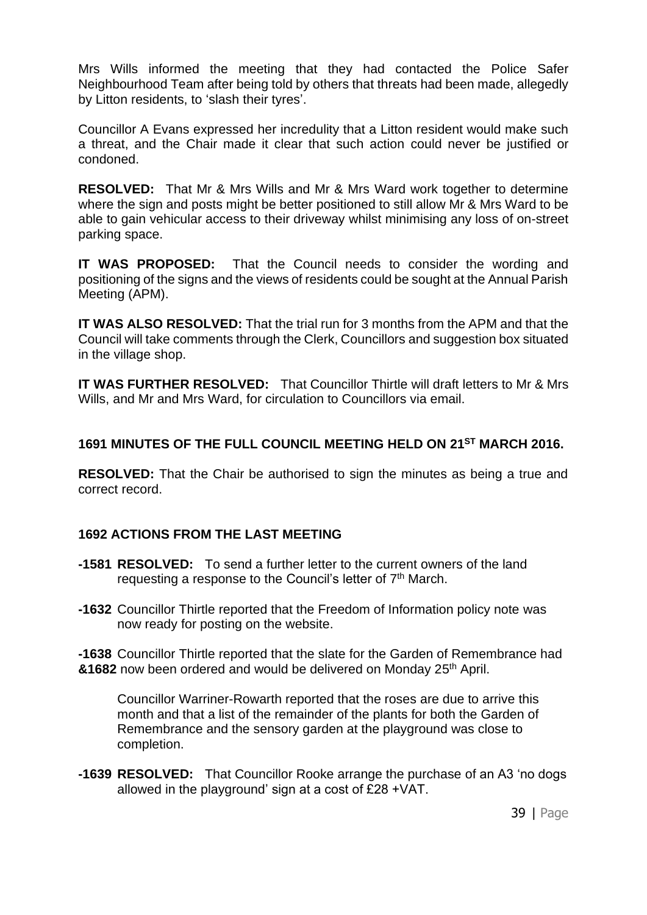Mrs Wills informed the meeting that they had contacted the Police Safer Neighbourhood Team after being told by others that threats had been made, allegedly by Litton residents, to 'slash their tyres'.

Councillor A Evans expressed her incredulity that a Litton resident would make such a threat, and the Chair made it clear that such action could never be justified or condoned.

**RESOLVED:** That Mr & Mrs Wills and Mr & Mrs Ward work together to determine where the sign and posts might be better positioned to still allow Mr & Mrs Ward to be able to gain vehicular access to their driveway whilst minimising any loss of on-street parking space.

**IT WAS PROPOSED:** That the Council needs to consider the wording and positioning of the signs and the views of residents could be sought at the Annual Parish Meeting (APM).

**IT WAS ALSO RESOLVED:** That the trial run for 3 months from the APM and that the Council will take comments through the Clerk, Councillors and suggestion box situated in the village shop.

**IT WAS FURTHER RESOLVED:** That Councillor Thirtle will draft letters to Mr & Mrs Wills, and Mr and Mrs Ward, for circulation to Councillors via email.

## 1691 MINUTES OF THE FULL COUNCIL MEETING HELD ON 21ST MARCH 2016.

**RESOLVED:** That the Chair be authorised to sign the minutes as being a true and correct record.

## 1692 ACTIONS FROM THE LAST MEETING

**-1581 RESOLVED:** To send a further letter to the current owners of the land requesting a response to the Council's letter of 7th March.

**-1632** Councillor Thirtle reported that the Freedom of Information policy note was now ready for posting on the website.

**-1638 &1682** Councillor Thirtle reported that the slate for the Garden of Remembrance had now been ordered and would be delivered on Monday 25th April.

Councillor Warriner-Rowarth reported that the roses are due to arrive this month and that a list of the remainder of the plants for both the Garden of Remembrance and the sensory garden at the playground was close to completion.

**-1639 RESOLVED:** That Councillor Rooke arrange the purchase of an A3 'no dogs allowed in the playground' sign at a cost of £28 +VAT.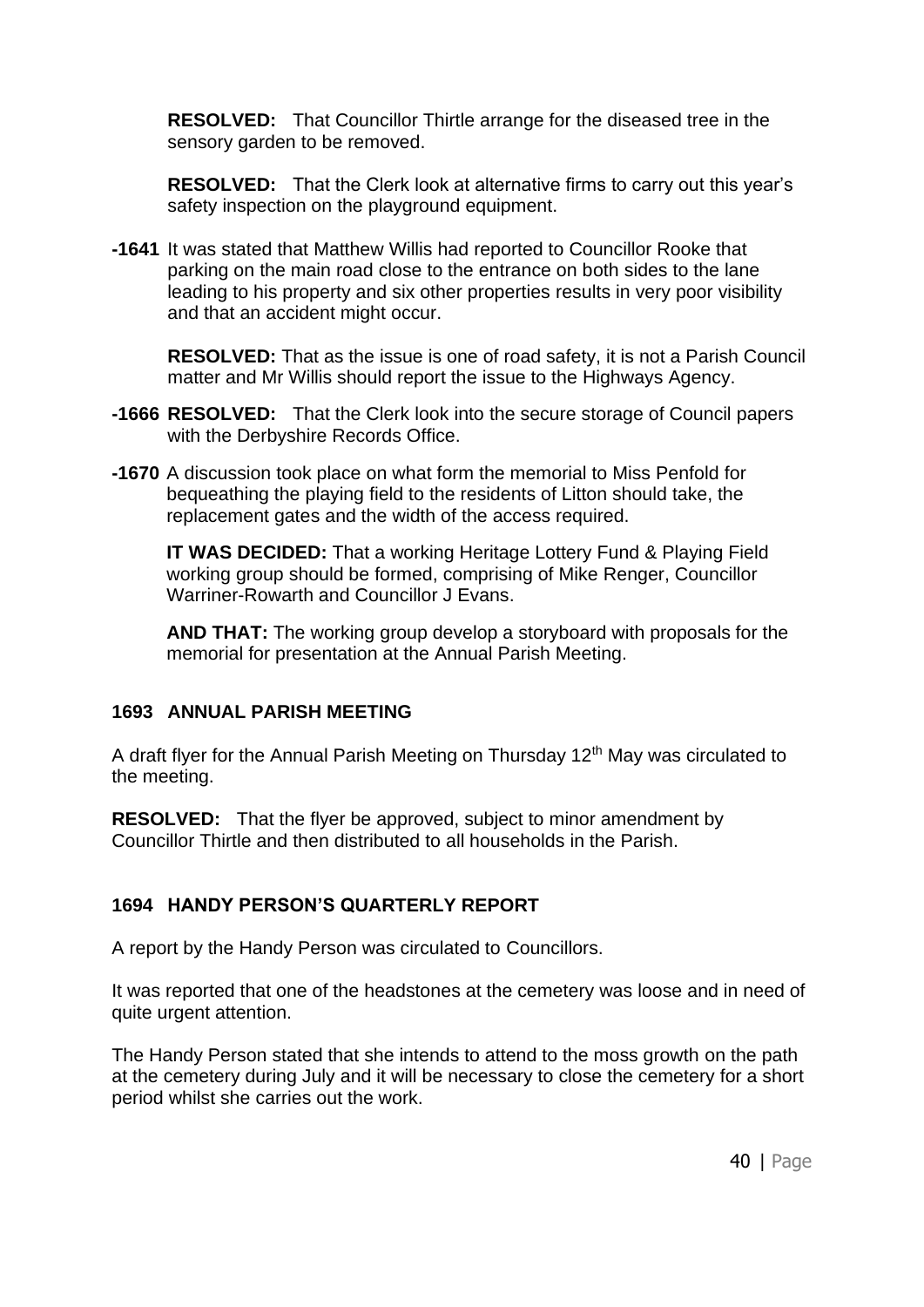**RESOLVED:** That Councillor Thirtle arrange for the diseased tree in the sensory garden to be removed.

**RESOLVED:** That the Clerk look at alternative firms to carry out this year's safety inspection on the playground equipment.

**-1641** It was stated that Matthew Willis had reported to Councillor Rooke that parking on the main road close to the entrance on both sides to the lane leading to his property and six other properties results in very poor visibility and that an accident might occur.

**RESOLVED:** That as the issue is one of road safety, it is not a Parish Council matter and Mr Willis should report the issue to the Highways Agency.

**-1666** **RESOLVED:** That the Clerk look into the secure storage of Council papers with the Derbyshire Records Office.

**-1670** A discussion took place on what form the memorial to Miss Penfold for bequeathing the playing field to the residents of Litton should take, the replacement gates and the width of the access required.

**IT WAS DECIDED:** That a working Heritage Lottery Fund & Playing Field working group should be formed, comprising of Mike Renger, Councillor Warriner-Rowarth and Councillor J Evans.

**AND THAT:** The working group develop a storyboard with proposals for the memorial for presentation at the Annual Parish Meeting.

## 1693 ANNUAL PARISH MEETING

A draft flyer for the Annual Parish Meeting on Thursday 12th May was circulated to the meeting.

**RESOLVED:** That the flyer be approved, subject to minor amendment by Councillor Thirtle and then distributed to all households in the Parish.

## 1694 HANDY PERSON'S QUARTERLY REPORT

A report by the Handy Person was circulated to Councillors.

It was reported that one of the headstones at the cemetery was loose and in need of quite urgent attention.

The Handy Person stated that she intends to attend to the moss growth on the path at the cemetery during July and it will be necessary to close the cemetery for a short period whilst she carries out the work.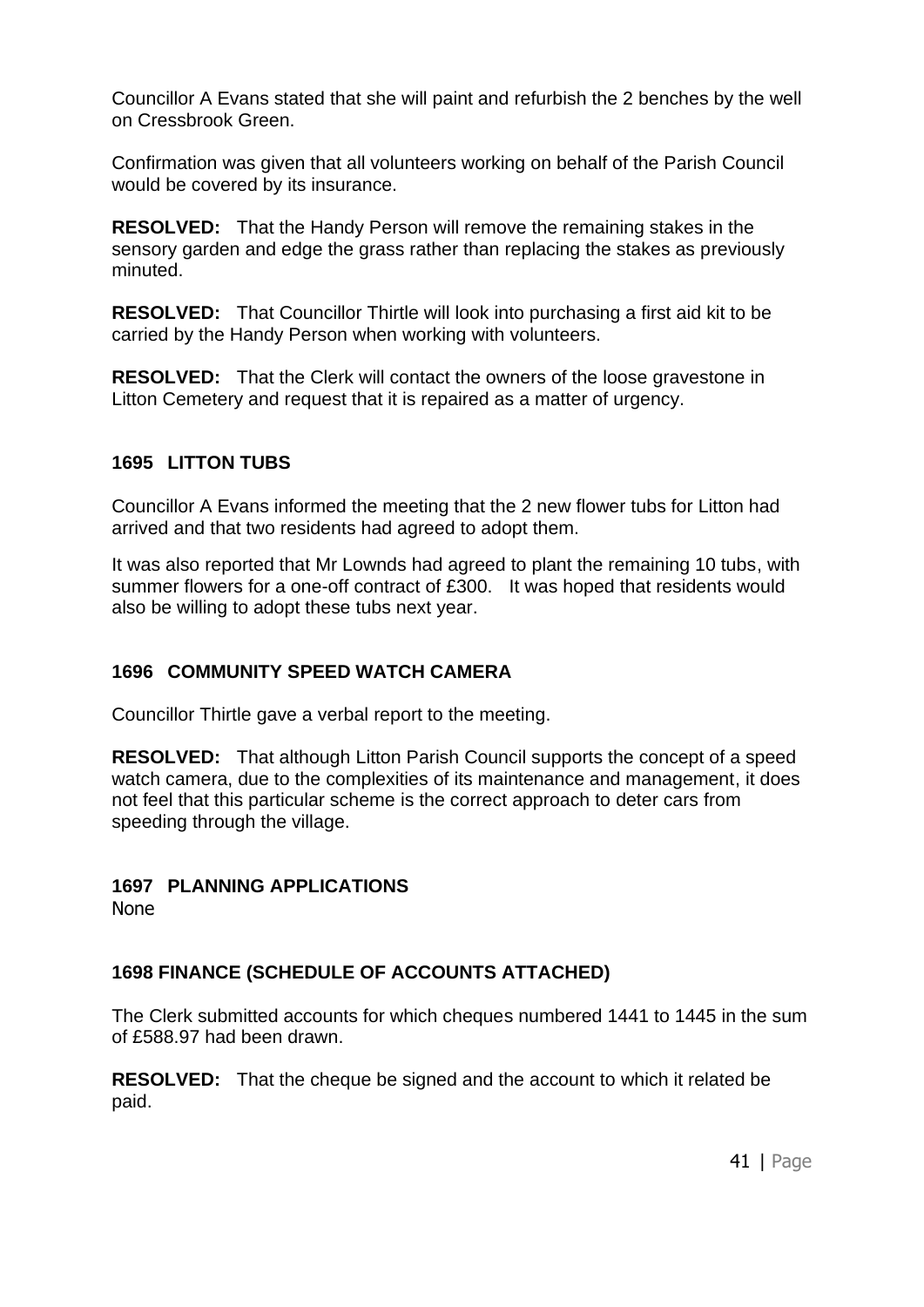Councillor A Evans stated that she will paint and refurbish the 2 benches by the well on Cressbrook Green.

Confirmation was given that all volunteers working on behalf of the Parish Council would be covered by its insurance.

**RESOLVED:** That the Handy Person will remove the remaining stakes in the sensory garden and edge the grass rather than replacing the stakes as previously minuted.

**RESOLVED:** That Councillor Thirtle will look into purchasing a first aid kit to be carried by the Handy Person when working with volunteers.

**RESOLVED:** That the Clerk will contact the owners of the loose gravestone in Litton Cemetery and request that it is repaired as a matter of urgency.

## 1695 LITTON TUBS

Councillor A Evans informed the meeting that the 2 new flower tubs for Litton had arrived and that two residents had agreed to adopt them.

It was also reported that Mr Lownds had agreed to plant the remaining 10 tubs, with summer flowers for a one-off contract of £300. It was hoped that residents would also be willing to adopt these tubs next year.

## 1696 COMMUNITY SPEED WATCH CAMERA

Councillor Thirtle gave a verbal report to the meeting.

**RESOLVED:** That although Litton Parish Council supports the concept of a speed watch camera, due to the complexities of its maintenance and management, it does not feel that this particular scheme is the correct approach to deter cars from speeding through the village.

## 1697 PLANNING APPLICATIONS

None

## 1698 FINANCE (SCHEDULE OF ACCOUNTS ATTACHED)

The Clerk submitted accounts for which cheques numbered 1441 to 1445 in the sum of £588.97 had been drawn.

**RESOLVED:** That the cheque be signed and the account to which it related be paid.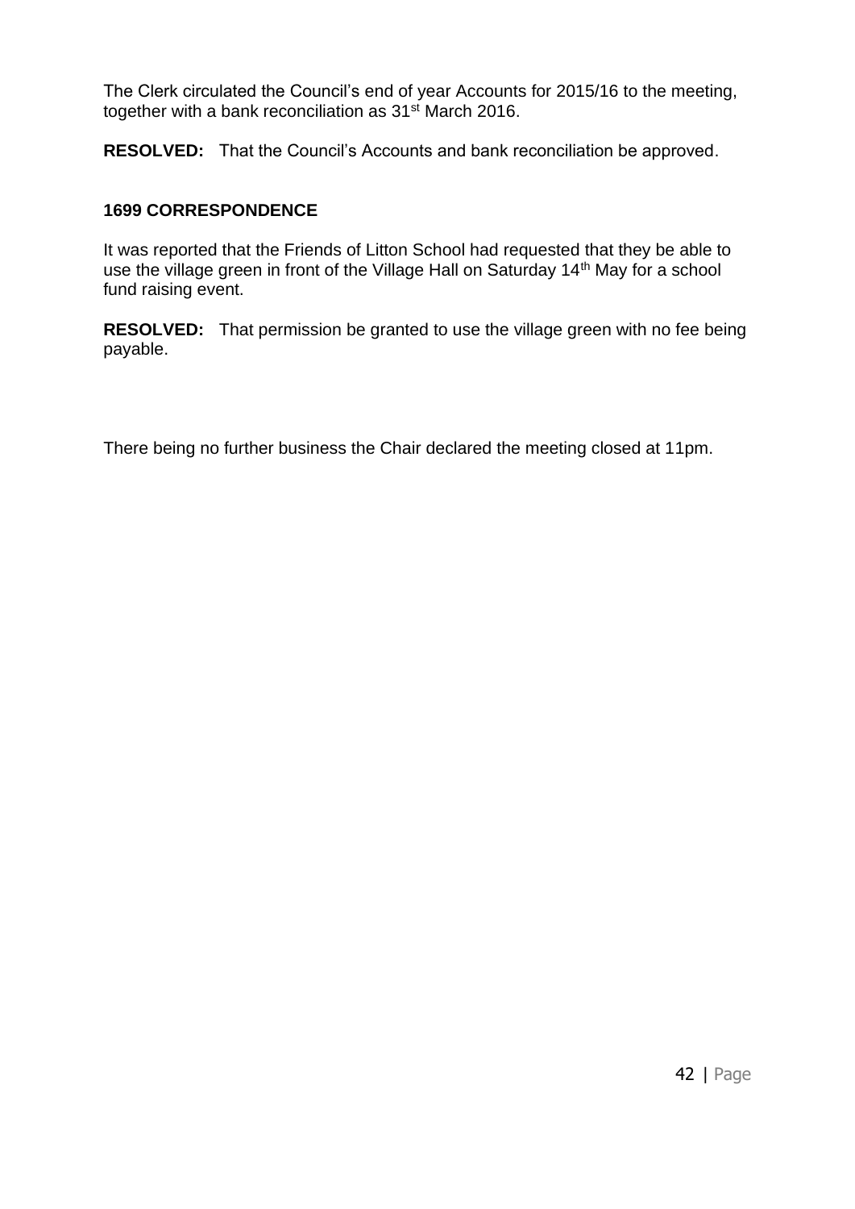The Clerk circulated the Council's end of year Accounts for 2015/16 to the meeting, together with a bank reconciliation as 31st March 2016.

**RESOLVED:** That the Council's Accounts and bank reconciliation be approved.

**1699 CORRESPONDENCE**

It was reported that the Friends of Litton School had requested that they be able to use the village green in front of the Village Hall on Saturday 14th May for a school fund raising event.

**RESOLVED:** That permission be granted to use the village green with no fee being payable.

There being no further business the Chair declared the meeting closed at 11pm.